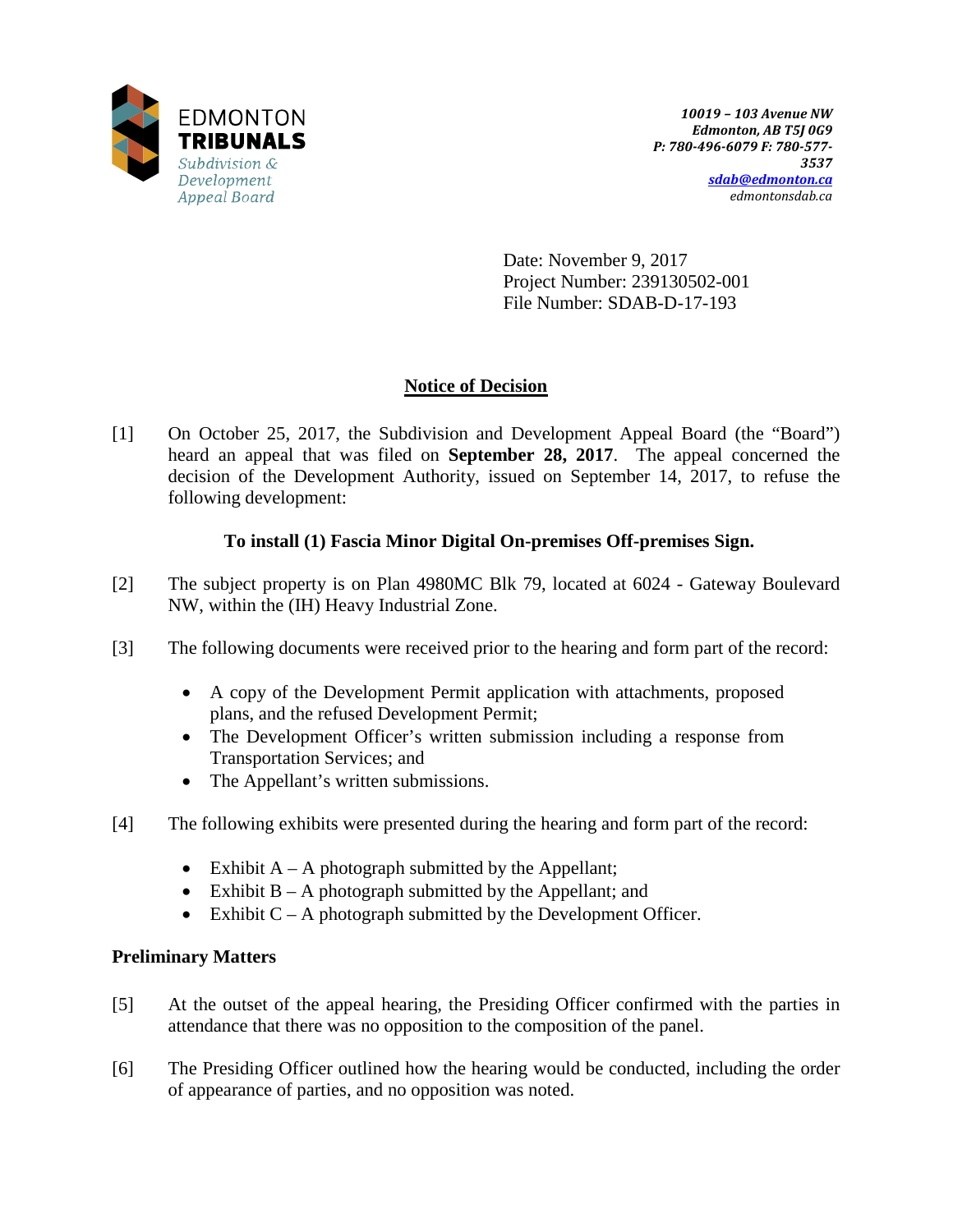EDMONTON
**TRIBUNALS**
*Subdivision & Development Appeal Board*

*10019 – 103 Avenue NW*
*Edmonton, AB T5J 0G9*
*P: 780-496-6079 F: 780-577-3537*
*sdab@edmonton.ca*
*edmontonsdab.ca*

Date: November 9, 2017
Project Number: 239130502-001
File Number: SDAB-D-17-193

# Notice of Decision

[1] On October 25, 2017, the Subdivision and Development Appeal Board (the "Board") heard an appeal that was filed on **September 28, 2017**. The appeal concerned the decision of the Development Authority, issued on September 14, 2017, to refuse the following development:

**To install (1) Fascia Minor Digital On-premises Off-premises Sign.**

[2] The subject property is on Plan 4980MC Blk 79, located at 6024 - Gateway Boulevard NW, within the (IH) Heavy Industrial Zone.

[3] The following documents were received prior to the hearing and form part of the record:

- A copy of the Development Permit application with attachments, proposed plans, and the refused Development Permit;
- The Development Officer's written submission including a response from Transportation Services; and
- The Appellant's written submissions.

[4] The following exhibits were presented during the hearing and form part of the record:

- Exhibit A – A photograph submitted by the Appellant;
- Exhibit B – A photograph submitted by the Appellant; and
- Exhibit C – A photograph submitted by the Development Officer.

## Preliminary Matters

[5] At the outset of the appeal hearing, the Presiding Officer confirmed with the parties in attendance that there was no opposition to the composition of the panel.

[6] The Presiding Officer outlined how the hearing would be conducted, including the order of appearance of parties, and no opposition was noted.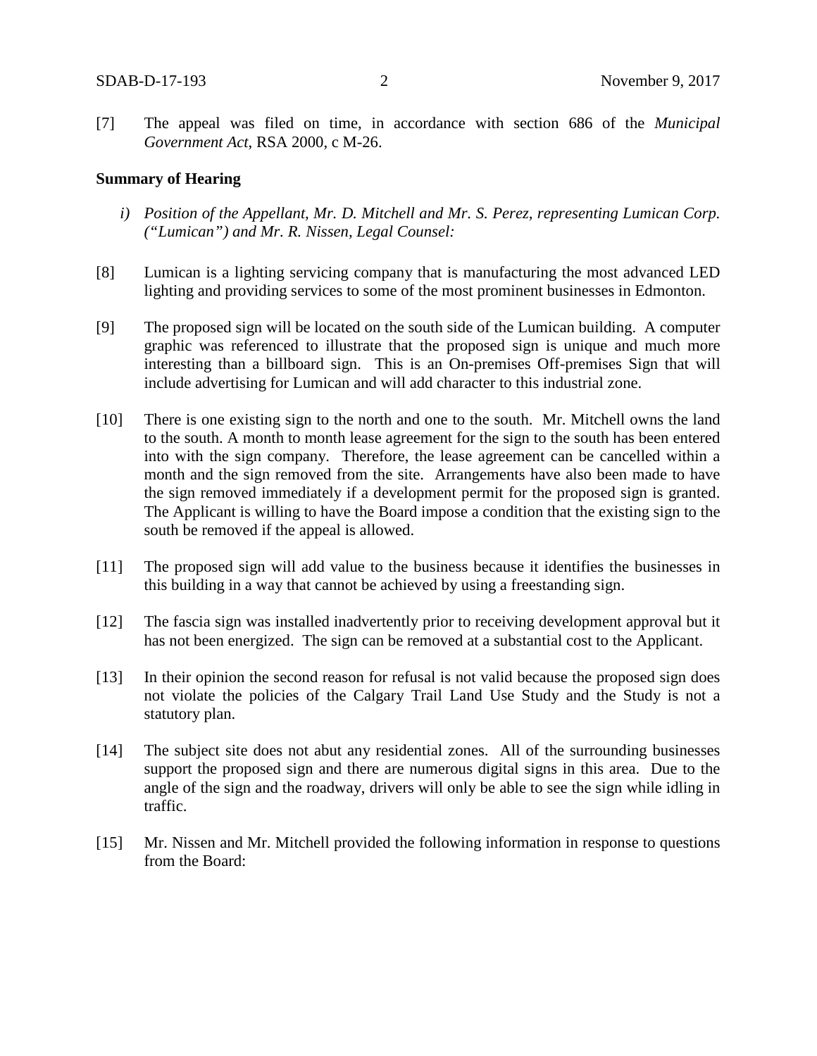[7] The appeal was filed on time, in accordance with section 686 of the *Municipal Government Act*, RSA 2000, c M-26.

**Summary of Hearing**

*i) Position of the Appellant, Mr. D. Mitchell and Mr. S. Perez, representing Lumican Corp. ("Lumican") and Mr. R. Nissen, Legal Counsel:*

[8] Lumican is a lighting servicing company that is manufacturing the most advanced LED lighting and providing services to some of the most prominent businesses in Edmonton.

[9] The proposed sign will be located on the south side of the Lumican building. A computer graphic was referenced to illustrate that the proposed sign is unique and much more interesting than a billboard sign. This is an On-premises Off-premises Sign that will include advertising for Lumican and will add character to this industrial zone.

[10] There is one existing sign to the north and one to the south. Mr. Mitchell owns the land to the south. A month to month lease agreement for the sign to the south has been entered into with the sign company. Therefore, the lease agreement can be cancelled within a month and the sign removed from the site. Arrangements have also been made to have the sign removed immediately if a development permit for the proposed sign is granted. The Applicant is willing to have the Board impose a condition that the existing sign to the south be removed if the appeal is allowed.

[11] The proposed sign will add value to the business because it identifies the businesses in this building in a way that cannot be achieved by using a freestanding sign.

[12] The fascia sign was installed inadvertently prior to receiving development approval but it has not been energized. The sign can be removed at a substantial cost to the Applicant.

[13] In their opinion the second reason for refusal is not valid because the proposed sign does not violate the policies of the Calgary Trail Land Use Study and the Study is not a statutory plan.

[14] The subject site does not abut any residential zones. All of the surrounding businesses support the proposed sign and there are numerous digital signs in this area. Due to the angle of the sign and the roadway, drivers will only be able to see the sign while idling in traffic.

[15] Mr. Nissen and Mr. Mitchell provided the following information in response to questions from the Board: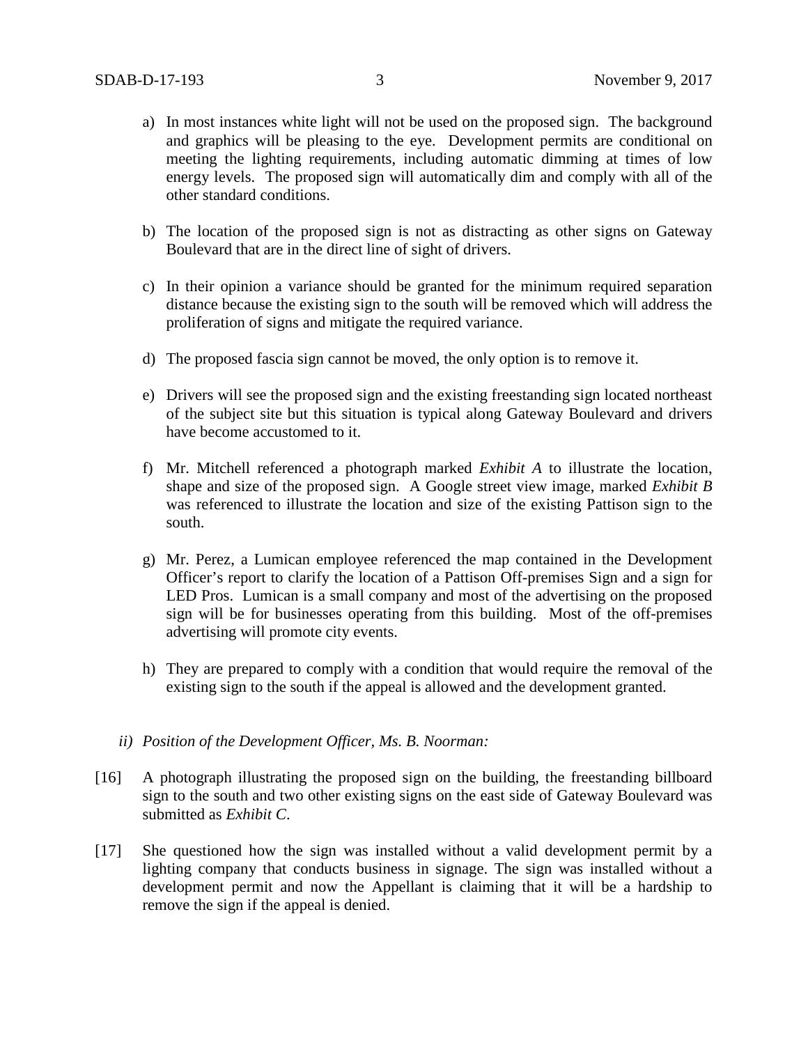a) In most instances white light will not be used on the proposed sign. The background and graphics will be pleasing to the eye. Development permits are conditional on meeting the lighting requirements, including automatic dimming at times of low energy levels. The proposed sign will automatically dim and comply with all of the other standard conditions.

b) The location of the proposed sign is not as distracting as other signs on Gateway Boulevard that are in the direct line of sight of drivers.

c) In their opinion a variance should be granted for the minimum required separation distance because the existing sign to the south will be removed which will address the proliferation of signs and mitigate the required variance.

d) The proposed fascia sign cannot be moved, the only option is to remove it.

e) Drivers will see the proposed sign and the existing freestanding sign located northeast of the subject site but this situation is typical along Gateway Boulevard and drivers have become accustomed to it.

f) Mr. Mitchell referenced a photograph marked *Exhibit A* to illustrate the location, shape and size of the proposed sign. A Google street view image, marked *Exhibit B* was referenced to illustrate the location and size of the existing Pattison sign to the south.

g) Mr. Perez, a Lumican employee referenced the map contained in the Development Officer's report to clarify the location of a Pattison Off-premises Sign and a sign for LED Pros. Lumican is a small company and most of the advertising on the proposed sign will be for businesses operating from this building. Most of the off-premises advertising will promote city events.

h) They are prepared to comply with a condition that would require the removal of the existing sign to the south if the appeal is allowed and the development granted.

*ii) Position of the Development Officer, Ms. B. Noorman:*

[16] A photograph illustrating the proposed sign on the building, the freestanding billboard sign to the south and two other existing signs on the east side of Gateway Boulevard was submitted as *Exhibit C*.

[17] She questioned how the sign was installed without a valid development permit by a lighting company that conducts business in signage. The sign was installed without a development permit and now the Appellant is claiming that it will be a hardship to remove the sign if the appeal is denied.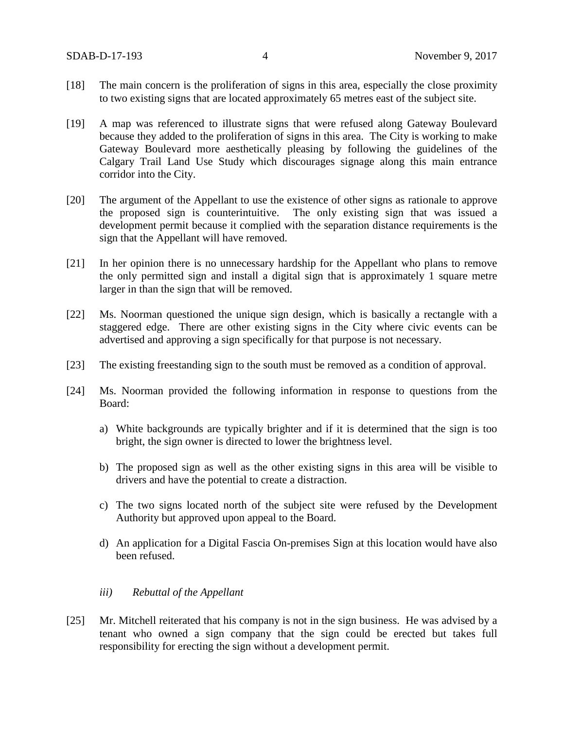[18] The main concern is the proliferation of signs in this area, especially the close proximity to two existing signs that are located approximately 65 metres east of the subject site.

[19] A map was referenced to illustrate signs that were refused along Gateway Boulevard because they added to the proliferation of signs in this area. The City is working to make Gateway Boulevard more aesthetically pleasing by following the guidelines of the Calgary Trail Land Use Study which discourages signage along this main entrance corridor into the City.

[20] The argument of the Appellant to use the existence of other signs as rationale to approve the proposed sign is counterintuitive. The only existing sign that was issued a development permit because it complied with the separation distance requirements is the sign that the Appellant will have removed.

[21] In her opinion there is no unnecessary hardship for the Appellant who plans to remove the only permitted sign and install a digital sign that is approximately 1 square metre larger in than the sign that will be removed.

[22] Ms. Noorman questioned the unique sign design, which is basically a rectangle with a staggered edge. There are other existing signs in the City where civic events can be advertised and approving a sign specifically for that purpose is not necessary.

[23] The existing freestanding sign to the south must be removed as a condition of approval.

[24] Ms. Noorman provided the following information in response to questions from the Board:

a) White backgrounds are typically brighter and if it is determined that the sign is too bright, the sign owner is directed to lower the brightness level.

b) The proposed sign as well as the other existing signs in this area will be visible to drivers and have the potential to create a distraction.

c) The two signs located north of the subject site were refused by the Development Authority but approved upon appeal to the Board.

d) An application for a Digital Fascia On-premises Sign at this location would have also been refused.

*iii) Rebuttal of the Appellant*

[25] Mr. Mitchell reiterated that his company is not in the sign business. He was advised by a tenant who owned a sign company that the sign could be erected but takes full responsibility for erecting the sign without a development permit.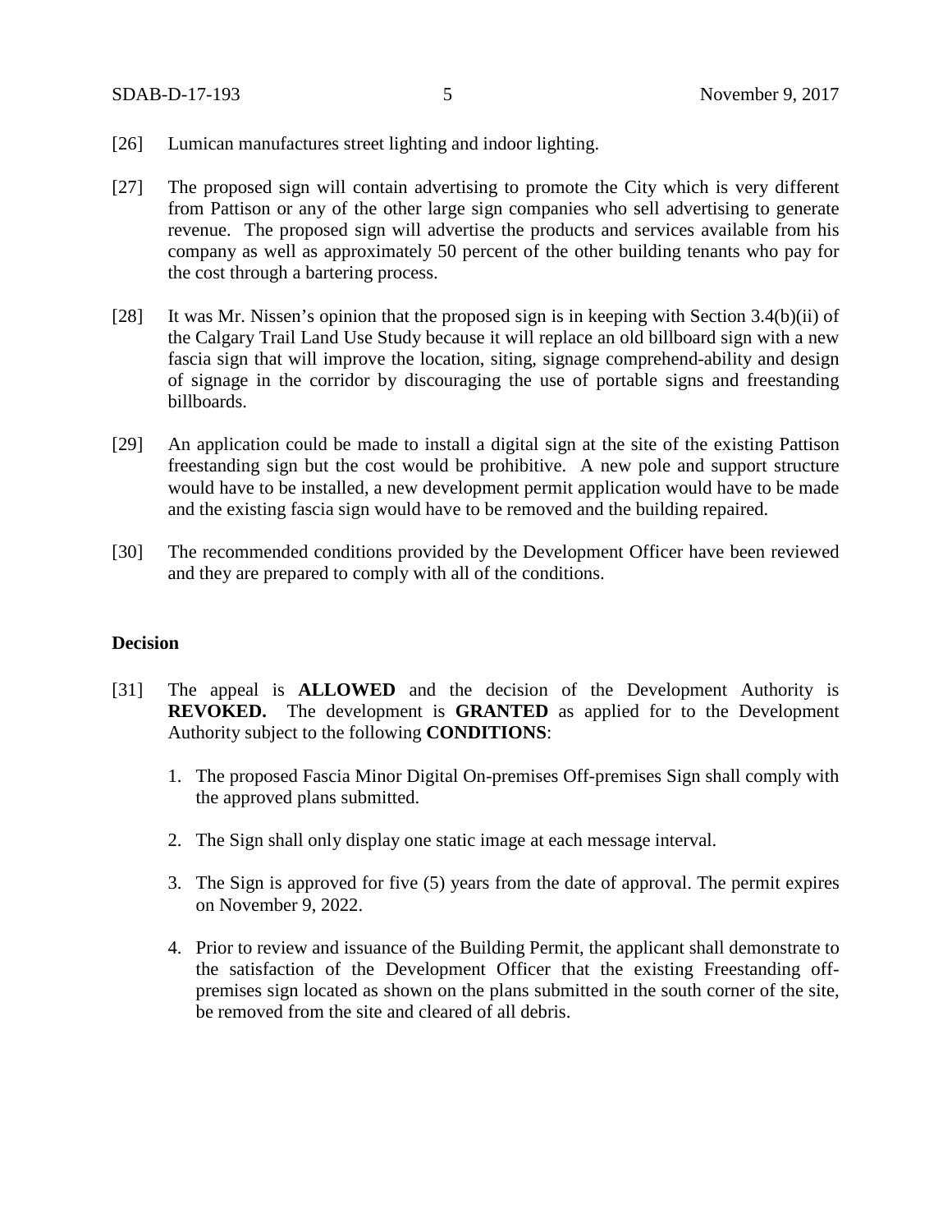[26] Lumican manufactures street lighting and indoor lighting.

[27] The proposed sign will contain advertising to promote the City which is very different from Pattison or any of the other large sign companies who sell advertising to generate revenue. The proposed sign will advertise the products and services available from his company as well as approximately 50 percent of the other building tenants who pay for the cost through a bartering process.

[28] It was Mr. Nissen's opinion that the proposed sign is in keeping with Section 3.4(b)(ii) of the Calgary Trail Land Use Study because it will replace an old billboard sign with a new fascia sign that will improve the location, siting, signage comprehend-ability and design of signage in the corridor by discouraging the use of portable signs and freestanding billboards.

[29] An application could be made to install a digital sign at the site of the existing Pattison freestanding sign but the cost would be prohibitive. A new pole and support structure would have to be installed, a new development permit application would have to be made and the existing fascia sign would have to be removed and the building repaired.

[30] The recommended conditions provided by the Development Officer have been reviewed and they are prepared to comply with all of the conditions.

**Decision**

[31] The appeal is **ALLOWED** and the decision of the Development Authority is **REVOKED.** The development is **GRANTED** as applied for to the Development Authority subject to the following **CONDITIONS**:

1. The proposed Fascia Minor Digital On-premises Off-premises Sign shall comply with the approved plans submitted.

2. The Sign shall only display one static image at each message interval.

3. The Sign is approved for five (5) years from the date of approval. The permit expires on November 9, 2022.

4. Prior to review and issuance of the Building Permit, the applicant shall demonstrate to the satisfaction of the Development Officer that the existing Freestanding off-premises sign located as shown on the plans submitted in the south corner of the site, be removed from the site and cleared of all debris.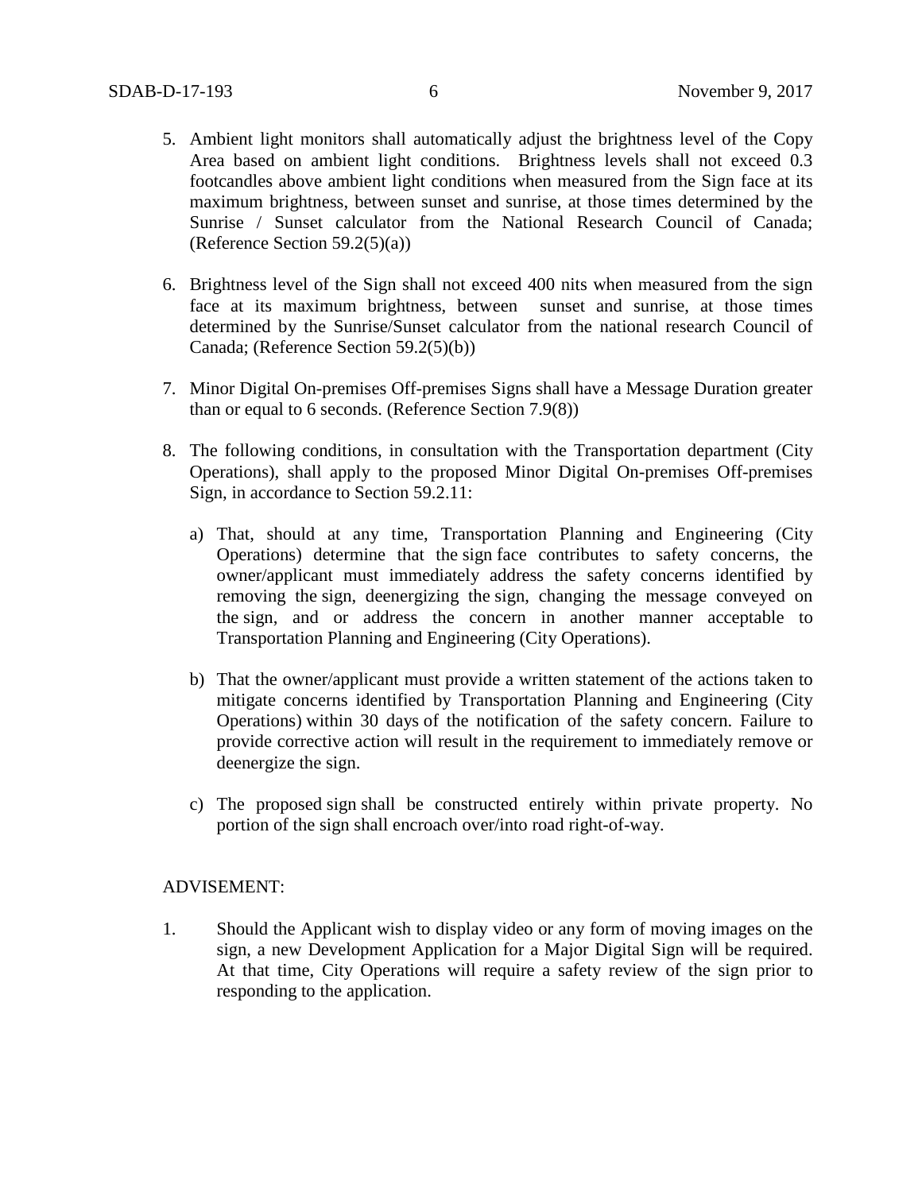5. Ambient light monitors shall automatically adjust the brightness level of the Copy Area based on ambient light conditions. Brightness levels shall not exceed 0.3 footcandles above ambient light conditions when measured from the Sign face at its maximum brightness, between sunset and sunrise, at those times determined by the Sunrise / Sunset calculator from the National Research Council of Canada; (Reference Section 59.2(5)(a))

6. Brightness level of the Sign shall not exceed 400 nits when measured from the sign face at its maximum brightness, between sunset and sunrise, at those times determined by the Sunrise/Sunset calculator from the national research Council of Canada; (Reference Section 59.2(5)(b))

7. Minor Digital On-premises Off-premises Signs shall have a Message Duration greater than or equal to 6 seconds. (Reference Section 7.9(8))

8. The following conditions, in consultation with the Transportation department (City Operations), shall apply to the proposed Minor Digital On-premises Off-premises Sign, in accordance to Section 59.2.11:

   a) That, should at any time, Transportation Planning and Engineering (City Operations) determine that the sign face contributes to safety concerns, the owner/applicant must immediately address the safety concerns identified by removing the sign, deenergizing the sign, changing the message conveyed on the sign, and or address the concern in another manner acceptable to Transportation Planning and Engineering (City Operations).

   b) That the owner/applicant must provide a written statement of the actions taken to mitigate concerns identified by Transportation Planning and Engineering (City Operations) within 30 days of the notification of the safety concern. Failure to provide corrective action will result in the requirement to immediately remove or deenergize the sign.

   c) The proposed sign shall be constructed entirely within private property. No portion of the sign shall encroach over/into road right-of-way.

ADVISEMENT:

1. Should the Applicant wish to display video or any form of moving images on the sign, a new Development Application for a Major Digital Sign will be required. At that time, City Operations will require a safety review of the sign prior to responding to the application.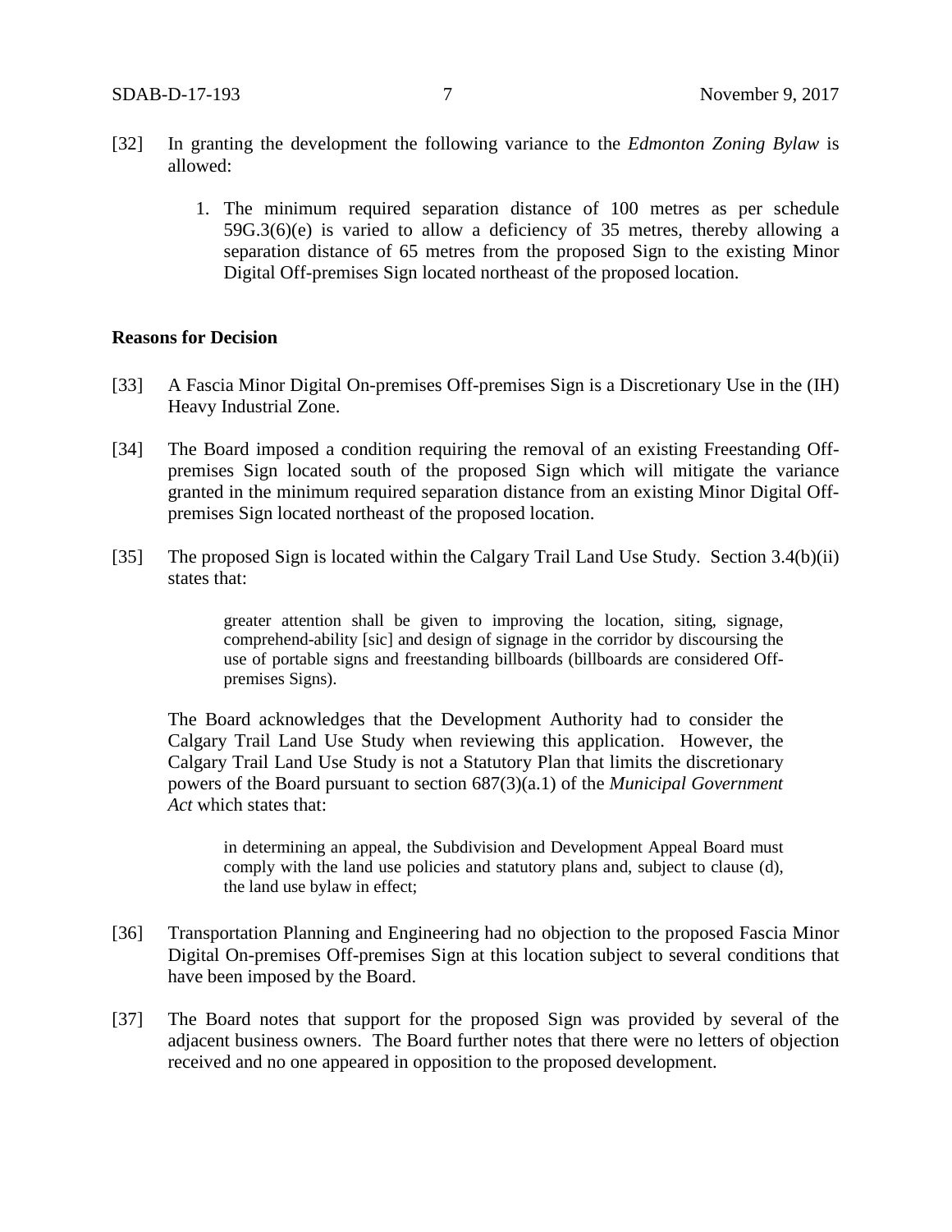[32] In granting the development the following variance to the *Edmonton Zoning Bylaw* is allowed:

1. The minimum required separation distance of 100 metres as per schedule 59G.3(6)(e) is varied to allow a deficiency of 35 metres, thereby allowing a separation distance of 65 metres from the proposed Sign to the existing Minor Digital Off-premises Sign located northeast of the proposed location.

**Reasons for Decision**

[33] A Fascia Minor Digital On-premises Off-premises Sign is a Discretionary Use in the (IH) Heavy Industrial Zone.

[34] The Board imposed a condition requiring the removal of an existing Freestanding Off-premises Sign located south of the proposed Sign which will mitigate the variance granted in the minimum required separation distance from an existing Minor Digital Off-premises Sign located northeast of the proposed location.

[35] The proposed Sign is located within the Calgary Trail Land Use Study. Section 3.4(b)(ii) states that:

> greater attention shall be given to improving the location, siting, signage, comprehend-ability [sic] and design of signage in the corridor by discoursing the use of portable signs and freestanding billboards (billboards are considered Off-premises Signs).

The Board acknowledges that the Development Authority had to consider the Calgary Trail Land Use Study when reviewing this application. However, the Calgary Trail Land Use Study is not a Statutory Plan that limits the discretionary powers of the Board pursuant to section 687(3)(a.1) of the *Municipal Government Act* which states that:

> in determining an appeal, the Subdivision and Development Appeal Board must comply with the land use policies and statutory plans and, subject to clause (d), the land use bylaw in effect;

[36] Transportation Planning and Engineering had no objection to the proposed Fascia Minor Digital On-premises Off-premises Sign at this location subject to several conditions that have been imposed by the Board.

[37] The Board notes that support for the proposed Sign was provided by several of the adjacent business owners. The Board further notes that there were no letters of objection received and no one appeared in opposition to the proposed development.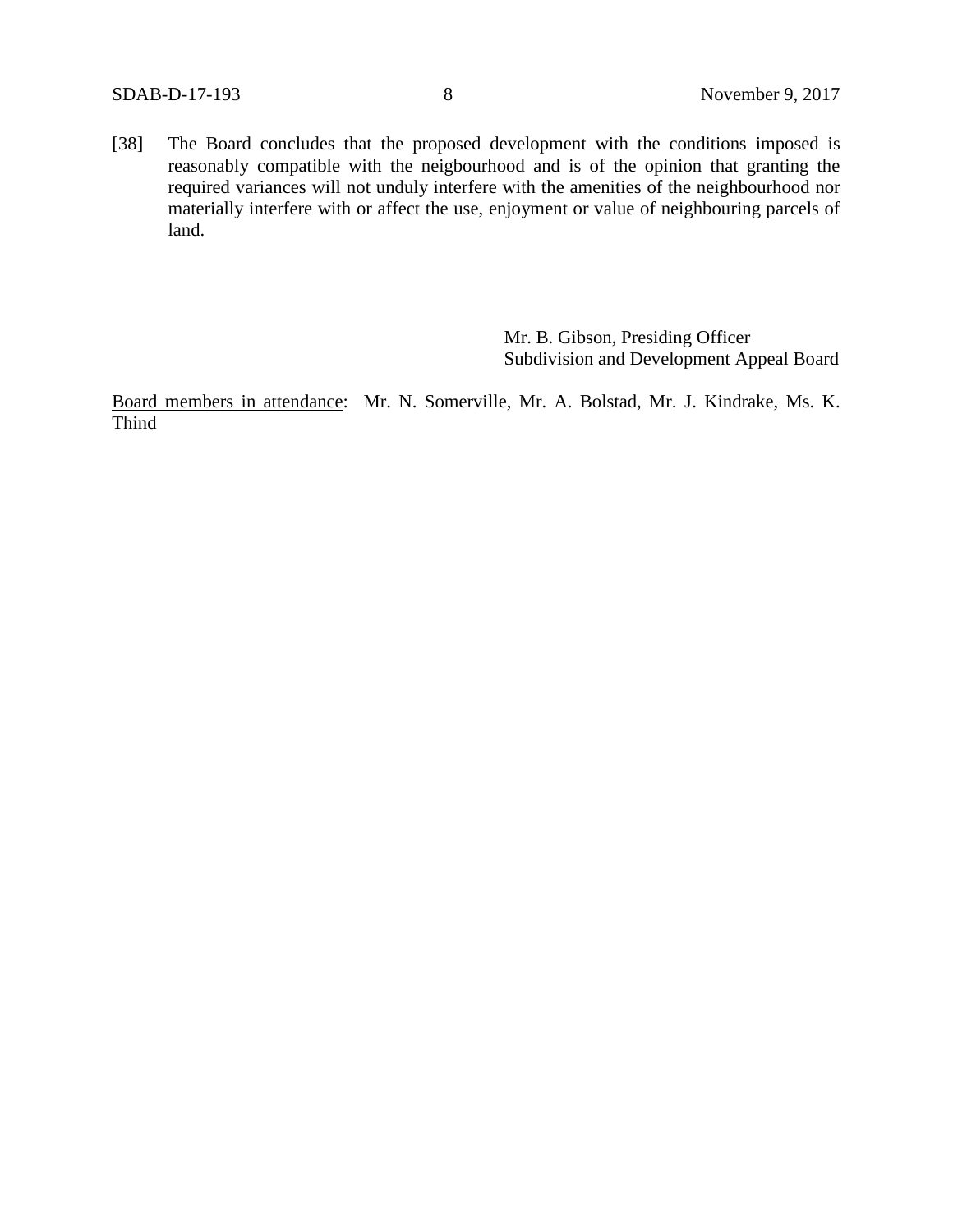[38] The Board concludes that the proposed development with the conditions imposed is reasonably compatible with the neigbourhood and is of the opinion that granting the required variances will not unduly interfere with the amenities of the neighbourhood nor materially interfere with or affect the use, enjoyment or value of neighbouring parcels of land.

Mr. B. Gibson, Presiding Officer
Subdivision and Development Appeal Board

Board members in attendance: Mr. N. Somerville, Mr. A. Bolstad, Mr. J. Kindrake, Ms. K. Thind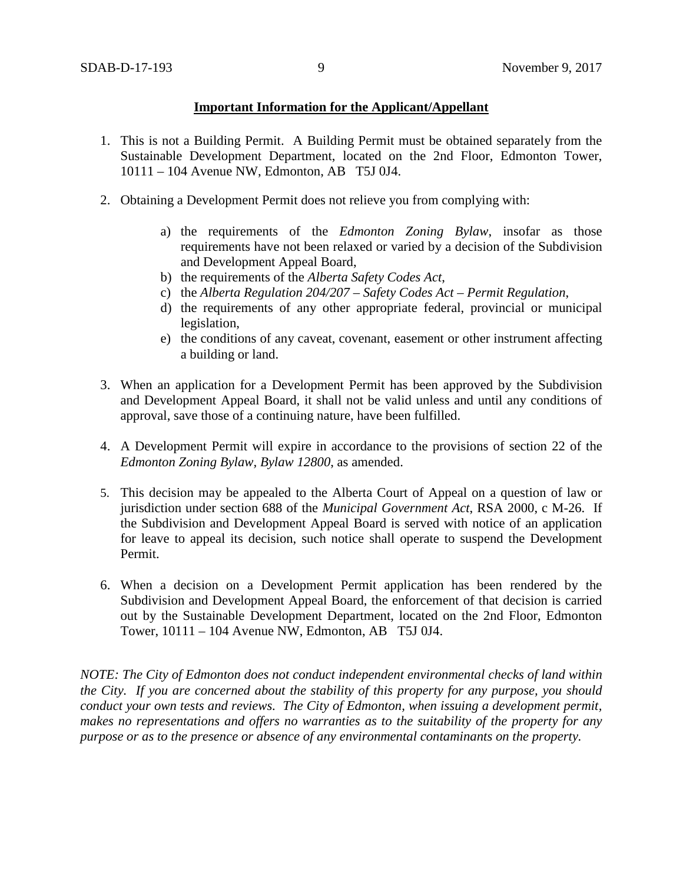**Important Information for the Applicant/Appellant**

1. This is not a Building Permit. A Building Permit must be obtained separately from the Sustainable Development Department, located on the 2nd Floor, Edmonton Tower, 10111 – 104 Avenue NW, Edmonton, AB T5J 0J4.

2. Obtaining a Development Permit does not relieve you from complying with:

   a) the requirements of the *Edmonton Zoning Bylaw*, insofar as those requirements have not been relaxed or varied by a decision of the Subdivision and Development Appeal Board,
   b) the requirements of the *Alberta Safety Codes Act*,
   c) the *Alberta Regulation 204/207 – Safety Codes Act – Permit Regulation*,
   d) the requirements of any other appropriate federal, provincial or municipal legislation,
   e) the conditions of any caveat, covenant, easement or other instrument affecting a building or land.

3. When an application for a Development Permit has been approved by the Subdivision and Development Appeal Board, it shall not be valid unless and until any conditions of approval, save those of a continuing nature, have been fulfilled.

4. A Development Permit will expire in accordance to the provisions of section 22 of the *Edmonton Zoning Bylaw, Bylaw 12800*, as amended.

5. This decision may be appealed to the Alberta Court of Appeal on a question of law or jurisdiction under section 688 of the *Municipal Government Act*, RSA 2000, c M-26. If the Subdivision and Development Appeal Board is served with notice of an application for leave to appeal its decision, such notice shall operate to suspend the Development Permit.

6. When a decision on a Development Permit application has been rendered by the Subdivision and Development Appeal Board, the enforcement of that decision is carried out by the Sustainable Development Department, located on the 2nd Floor, Edmonton Tower, 10111 – 104 Avenue NW, Edmonton, AB T5J 0J4.

*NOTE: The City of Edmonton does not conduct independent environmental checks of land within the City. If you are concerned about the stability of this property for any purpose, you should conduct your own tests and reviews. The City of Edmonton, when issuing a development permit, makes no representations and offers no warranties as to the suitability of the property for any purpose or as to the presence or absence of any environmental contaminants on the property.*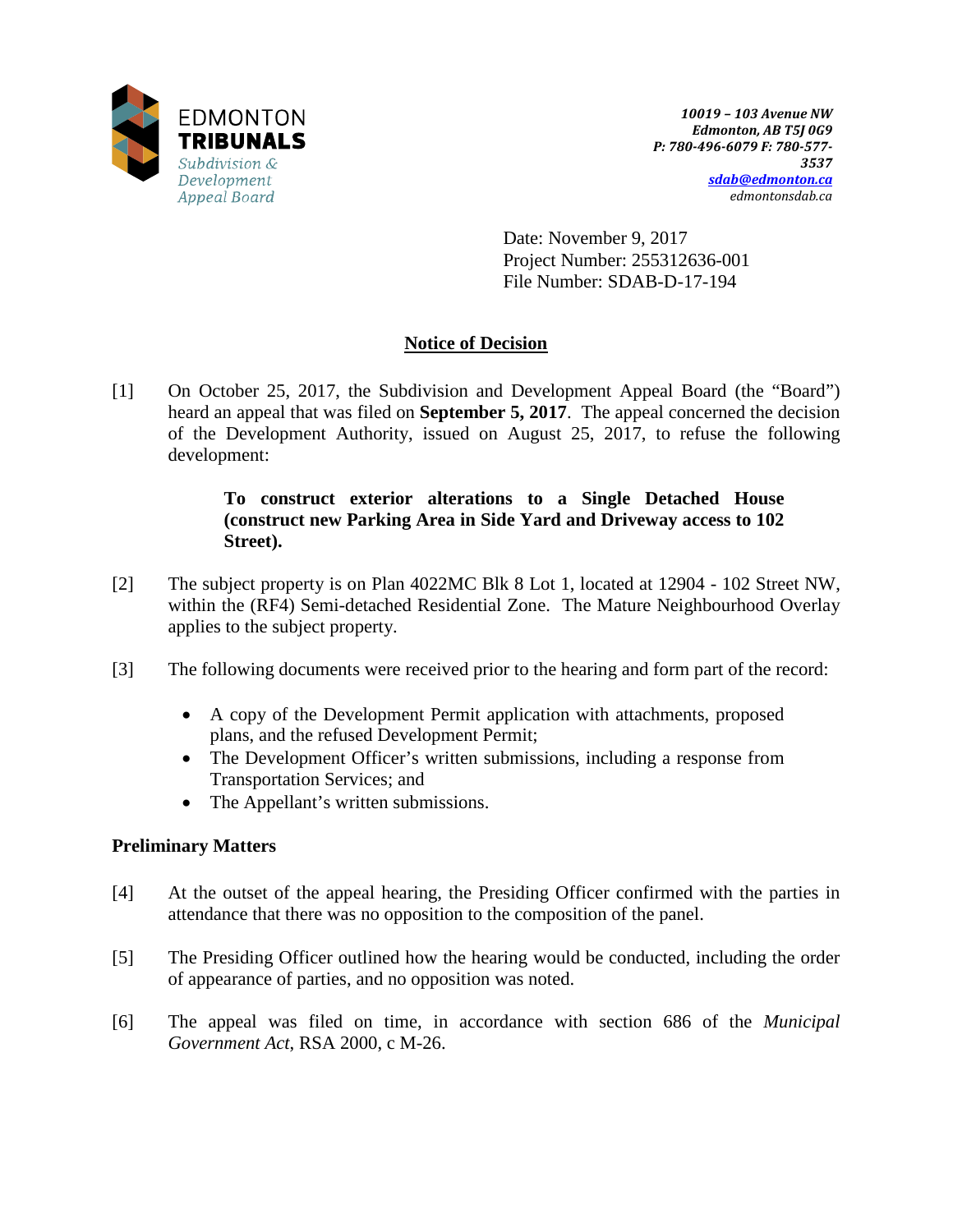EDMONTON
**TRIBUNALS**
*Subdivision & Development Appeal Board*

*10019 – 103 Avenue NW*
*Edmonton, AB T5J 0G9*
*P: 780-496-6079 F: 780-577-3537*
*sdab@edmonton.ca*
*edmontonsdab.ca*

Date: November 9, 2017
Project Number: 255312636-001
File Number: SDAB-D-17-194

## Notice of Decision

[1] On October 25, 2017, the Subdivision and Development Appeal Board (the "Board") heard an appeal that was filed on **September 5, 2017**. The appeal concerned the decision of the Development Authority, issued on August 25, 2017, to refuse the following development:

> **To construct exterior alterations to a Single Detached House (construct new Parking Area in Side Yard and Driveway access to 102 Street).**

[2] The subject property is on Plan 4022MC Blk 8 Lot 1, located at 12904 - 102 Street NW, within the (RF4) Semi-detached Residential Zone. The Mature Neighbourhood Overlay applies to the subject property.

[3] The following documents were received prior to the hearing and form part of the record:

- A copy of the Development Permit application with attachments, proposed plans, and the refused Development Permit;
- The Development Officer's written submissions, including a response from Transportation Services; and
- The Appellant's written submissions.

### Preliminary Matters

[4] At the outset of the appeal hearing, the Presiding Officer confirmed with the parties in attendance that there was no opposition to the composition of the panel.

[5] The Presiding Officer outlined how the hearing would be conducted, including the order of appearance of parties, and no opposition was noted.

[6] The appeal was filed on time, in accordance with section 686 of the *Municipal Government Act*, RSA 2000, c M-26.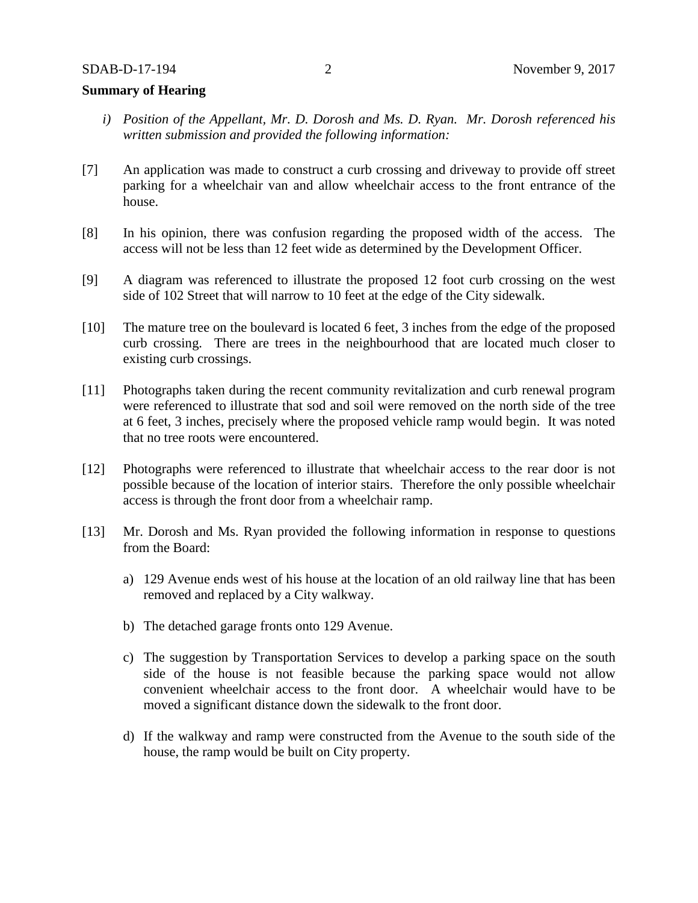**Summary of Hearing**

*i) Position of the Appellant, Mr. D. Dorosh and Ms. D. Ryan. Mr. Dorosh referenced his written submission and provided the following information:*

[7] An application was made to construct a curb crossing and driveway to provide off street parking for a wheelchair van and allow wheelchair access to the front entrance of the house.

[8] In his opinion, there was confusion regarding the proposed width of the access. The access will not be less than 12 feet wide as determined by the Development Officer.

[9] A diagram was referenced to illustrate the proposed 12 foot curb crossing on the west side of 102 Street that will narrow to 10 feet at the edge of the City sidewalk.

[10] The mature tree on the boulevard is located 6 feet, 3 inches from the edge of the proposed curb crossing. There are trees in the neighbourhood that are located much closer to existing curb crossings.

[11] Photographs taken during the recent community revitalization and curb renewal program were referenced to illustrate that sod and soil were removed on the north side of the tree at 6 feet, 3 inches, precisely where the proposed vehicle ramp would begin. It was noted that no tree roots were encountered.

[12] Photographs were referenced to illustrate that wheelchair access to the rear door is not possible because of the location of interior stairs. Therefore the only possible wheelchair access is through the front door from a wheelchair ramp.

[13] Mr. Dorosh and Ms. Ryan provided the following information in response to questions from the Board:

a) 129 Avenue ends west of his house at the location of an old railway line that has been removed and replaced by a City walkway.

b) The detached garage fronts onto 129 Avenue.

c) The suggestion by Transportation Services to develop a parking space on the south side of the house is not feasible because the parking space would not allow convenient wheelchair access to the front door. A wheelchair would have to be moved a significant distance down the sidewalk to the front door.

d) If the walkway and ramp were constructed from the Avenue to the south side of the house, the ramp would be built on City property.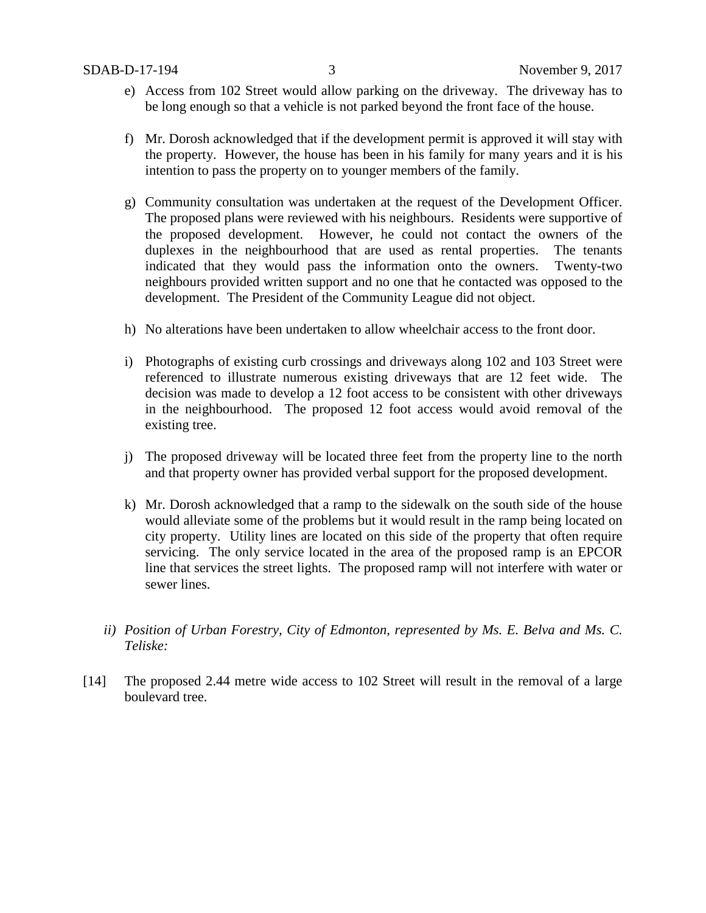e) Access from 102 Street would allow parking on the driveway. The driveway has to be long enough so that a vehicle is not parked beyond the front face of the house.

f) Mr. Dorosh acknowledged that if the development permit is approved it will stay with the property. However, the house has been in his family for many years and it is his intention to pass the property on to younger members of the family.

g) Community consultation was undertaken at the request of the Development Officer. The proposed plans were reviewed with his neighbours. Residents were supportive of the proposed development. However, he could not contact the owners of the duplexes in the neighbourhood that are used as rental properties. The tenants indicated that they would pass the information onto the owners. Twenty-two neighbours provided written support and no one that he contacted was opposed to the development. The President of the Community League did not object.

h) No alterations have been undertaken to allow wheelchair access to the front door.

i) Photographs of existing curb crossings and driveways along 102 and 103 Street were referenced to illustrate numerous existing driveways that are 12 feet wide. The decision was made to develop a 12 foot access to be consistent with other driveways in the neighbourhood. The proposed 12 foot access would avoid removal of the existing tree.

j) The proposed driveway will be located three feet from the property line to the north and that property owner has provided verbal support for the proposed development.

k) Mr. Dorosh acknowledged that a ramp to the sidewalk on the south side of the house would alleviate some of the problems but it would result in the ramp being located on city property. Utility lines are located on this side of the property that often require servicing. The only service located in the area of the proposed ramp is an EPCOR line that services the street lights. The proposed ramp will not interfere with water or sewer lines.

*ii) Position of Urban Forestry, City of Edmonton, represented by Ms. E. Belva and Ms. C. Teliske:*

[14] The proposed 2.44 metre wide access to 102 Street will result in the removal of a large boulevard tree.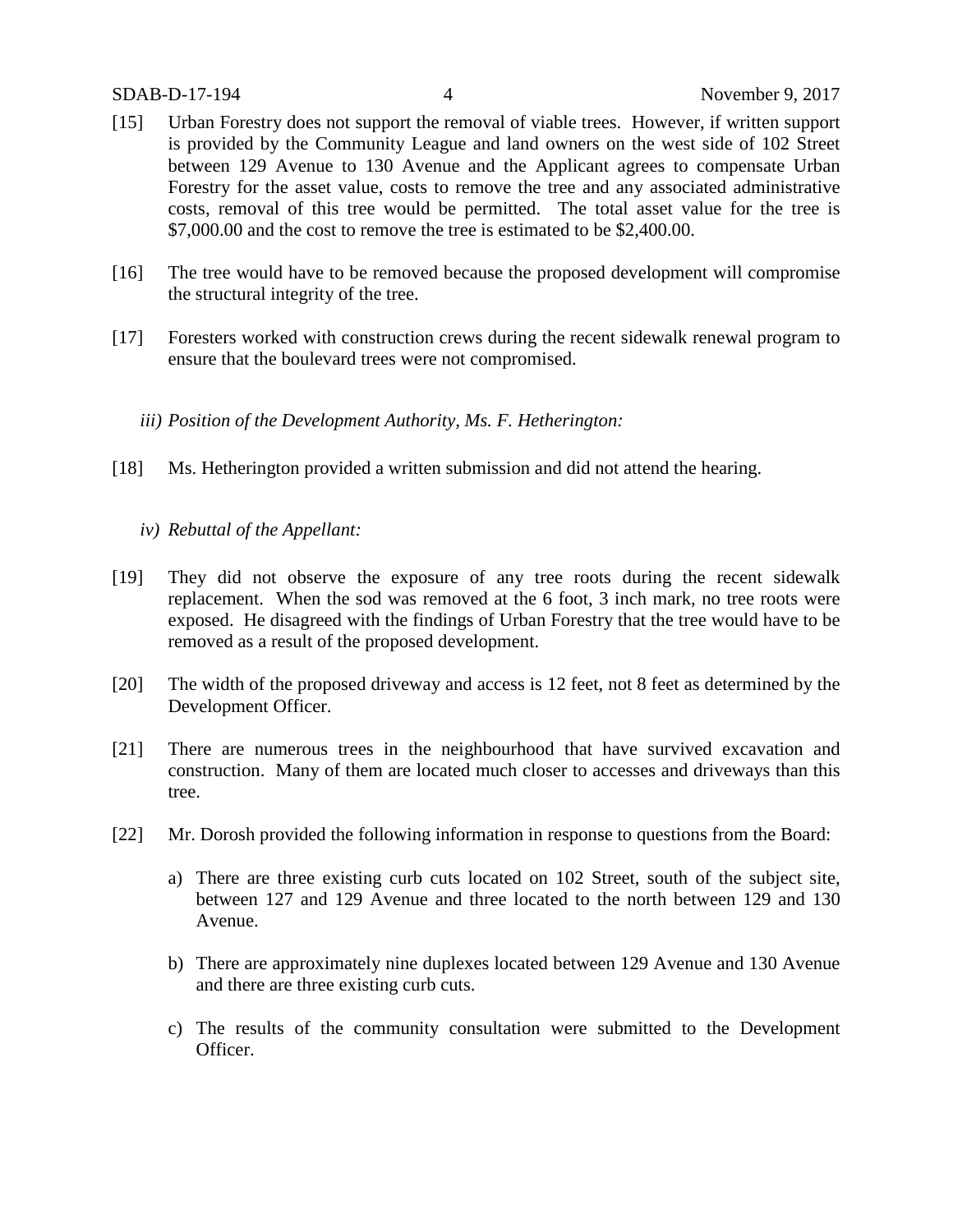[15] Urban Forestry does not support the removal of viable trees. However, if written support is provided by the Community League and land owners on the west side of 102 Street between 129 Avenue to 130 Avenue and the Applicant agrees to compensate Urban Forestry for the asset value, costs to remove the tree and any associated administrative costs, removal of this tree would be permitted. The total asset value for the tree is $7,000.00 and the cost to remove the tree is estimated to be $2,400.00.

[16] The tree would have to be removed because the proposed development will compromise the structural integrity of the tree.

[17] Foresters worked with construction crews during the recent sidewalk renewal program to ensure that the boulevard trees were not compromised.

*iii) Position of the Development Authority, Ms. F. Hetherington:*

[18] Ms. Hetherington provided a written submission and did not attend the hearing.

*iv) Rebuttal of the Appellant:*

[19] They did not observe the exposure of any tree roots during the recent sidewalk replacement. When the sod was removed at the 6 foot, 3 inch mark, no tree roots were exposed. He disagreed with the findings of Urban Forestry that the tree would have to be removed as a result of the proposed development.

[20] The width of the proposed driveway and access is 12 feet, not 8 feet as determined by the Development Officer.

[21] There are numerous trees in the neighbourhood that have survived excavation and construction. Many of them are located much closer to accesses and driveways than this tree.

[22] Mr. Dorosh provided the following information in response to questions from the Board:

a) There are three existing curb cuts located on 102 Street, south of the subject site, between 127 and 129 Avenue and three located to the north between 129 and 130 Avenue.

b) There are approximately nine duplexes located between 129 Avenue and 130 Avenue and there are three existing curb cuts.

c) The results of the community consultation were submitted to the Development Officer.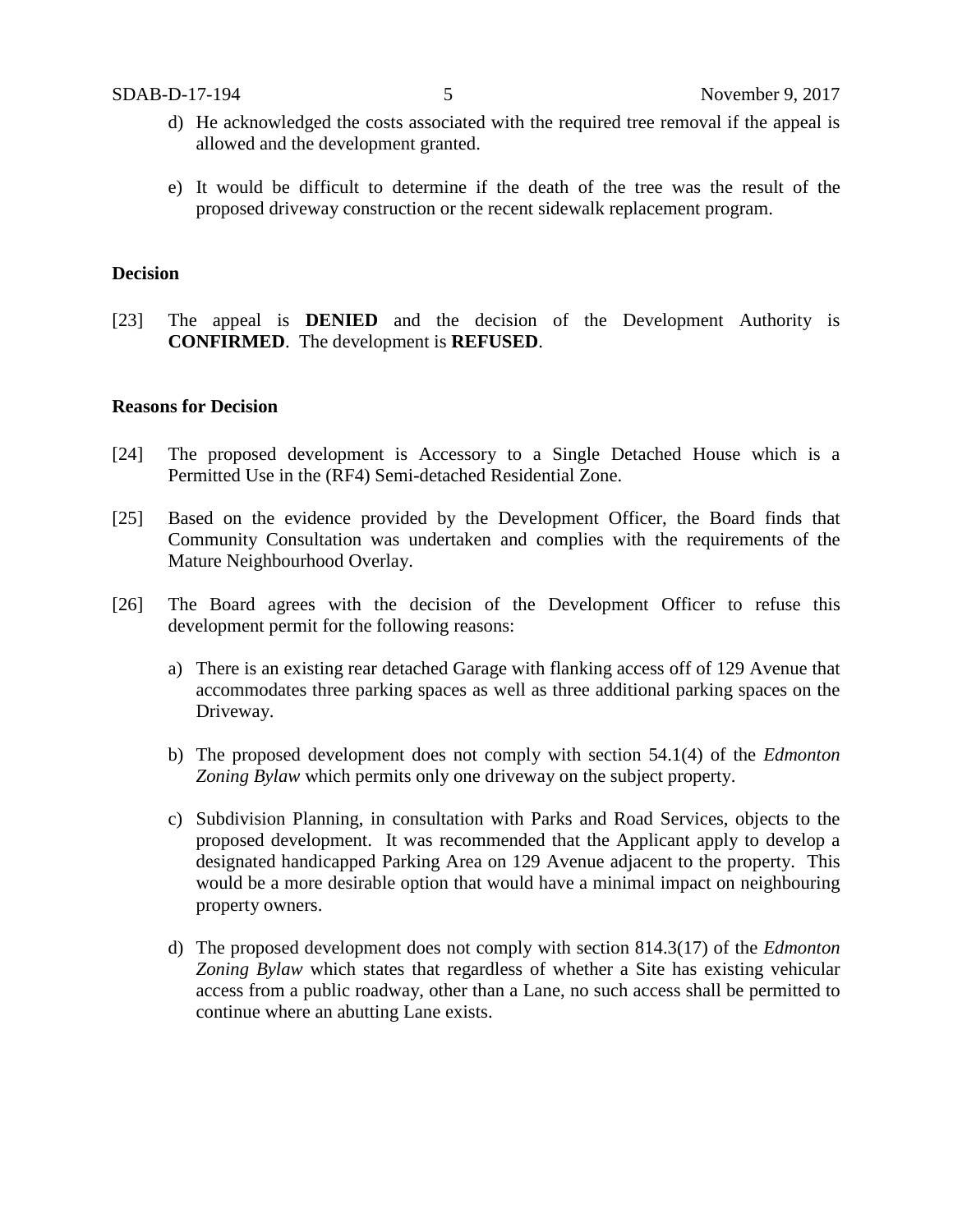d) He acknowledged the costs associated with the required tree removal if the appeal is allowed and the development granted.

e) It would be difficult to determine if the death of the tree was the result of the proposed driveway construction or the recent sidewalk replacement program.

**Decision**

[23] The appeal is **DENIED** and the decision of the Development Authority is **CONFIRMED**. The development is **REFUSED**.

**Reasons for Decision**

[24] The proposed development is Accessory to a Single Detached House which is a Permitted Use in the (RF4) Semi-detached Residential Zone.

[25] Based on the evidence provided by the Development Officer, the Board finds that Community Consultation was undertaken and complies with the requirements of the Mature Neighbourhood Overlay.

[26] The Board agrees with the decision of the Development Officer to refuse this development permit for the following reasons:

a) There is an existing rear detached Garage with flanking access off of 129 Avenue that accommodates three parking spaces as well as three additional parking spaces on the Driveway.

b) The proposed development does not comply with section 54.1(4) of the *Edmonton Zoning Bylaw* which permits only one driveway on the subject property.

c) Subdivision Planning, in consultation with Parks and Road Services, objects to the proposed development. It was recommended that the Applicant apply to develop a designated handicapped Parking Area on 129 Avenue adjacent to the property. This would be a more desirable option that would have a minimal impact on neighbouring property owners.

d) The proposed development does not comply with section 814.3(17) of the *Edmonton Zoning Bylaw* which states that regardless of whether a Site has existing vehicular access from a public roadway, other than a Lane, no such access shall be permitted to continue where an abutting Lane exists.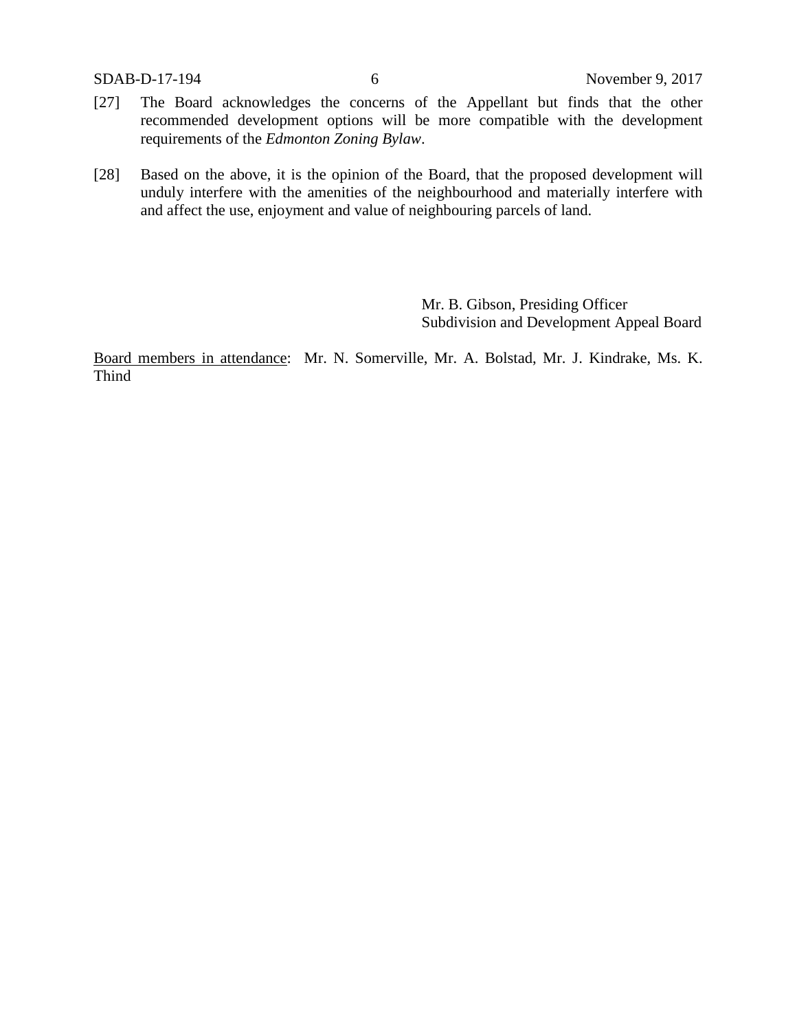[27] The Board acknowledges the concerns of the Appellant but finds that the other recommended development options will be more compatible with the development requirements of the *Edmonton Zoning Bylaw*.

[28] Based on the above, it is the opinion of the Board, that the proposed development will unduly interfere with the amenities of the neighbourhood and materially interfere with and affect the use, enjoyment and value of neighbouring parcels of land.

Mr. B. Gibson, Presiding Officer
Subdivision and Development Appeal Board

<u>Board members in attendance</u>: Mr. N. Somerville, Mr. A. Bolstad, Mr. J. Kindrake, Ms. K. Thind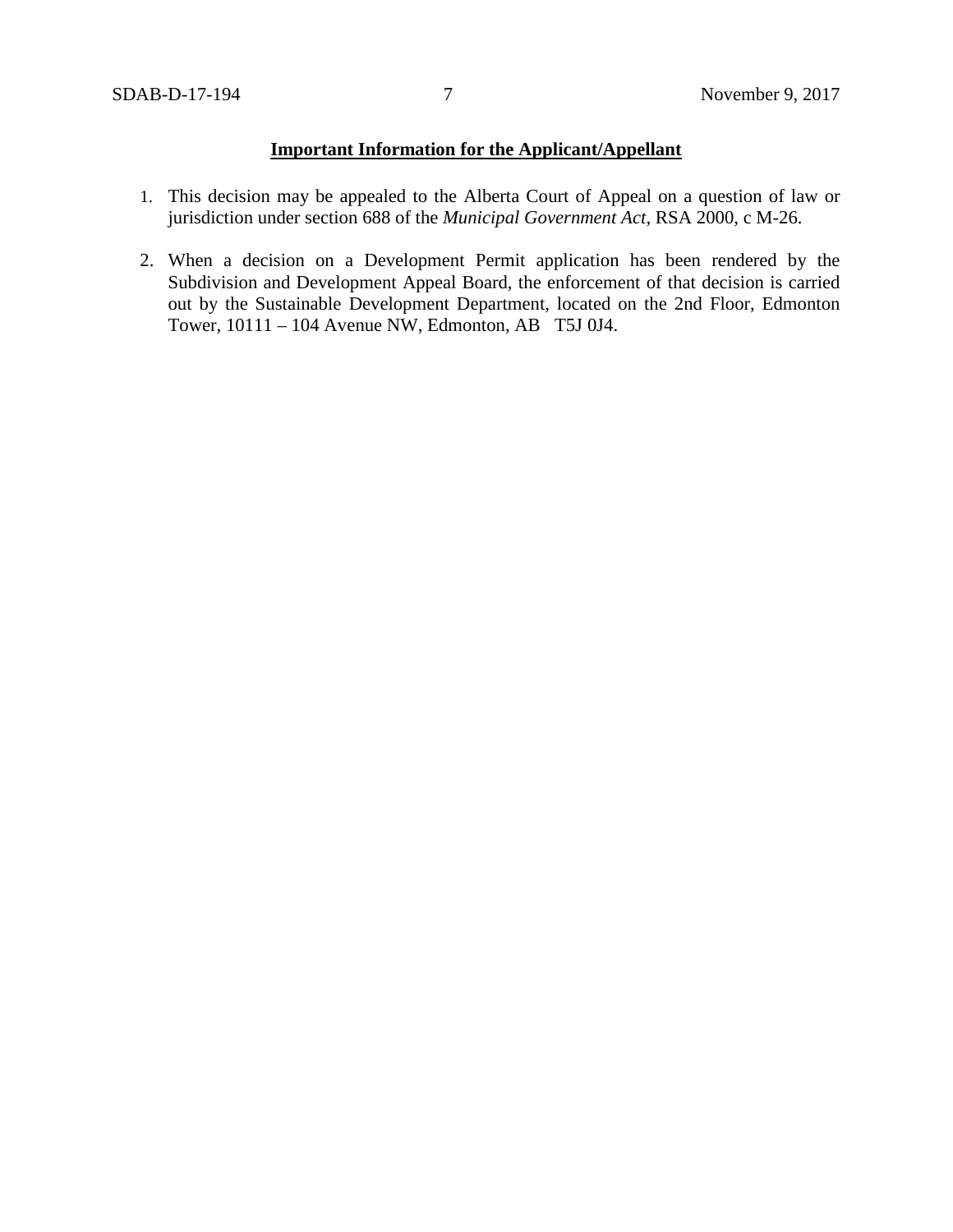**Important Information for the Applicant/Appellant**

1. This decision may be appealed to the Alberta Court of Appeal on a question of law or jurisdiction under section 688 of the *Municipal Government Act*, RSA 2000, c M-26.

2. When a decision on a Development Permit application has been rendered by the Subdivision and Development Appeal Board, the enforcement of that decision is carried out by the Sustainable Development Department, located on the 2nd Floor, Edmonton Tower, 10111 – 104 Avenue NW, Edmonton, AB T5J 0J4.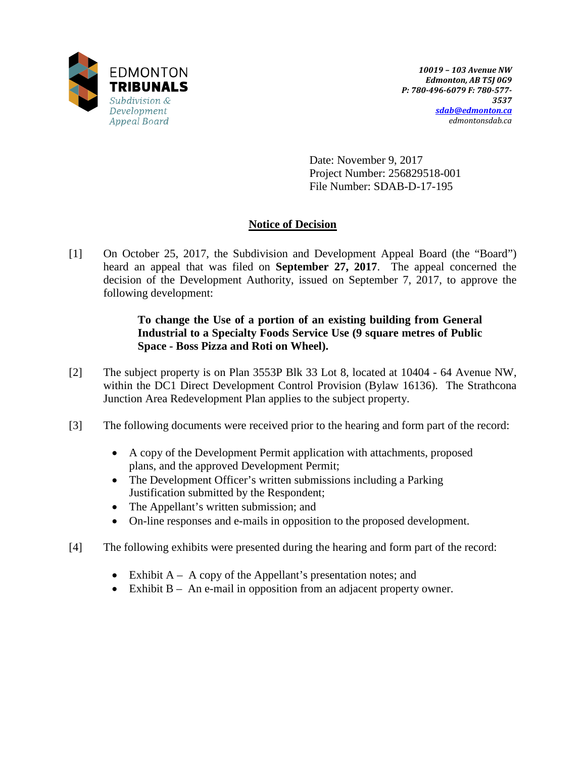EDMONTON
**TRIBUNALS**
*Subdivision & Development Appeal Board*

***10019 – 103 Avenue NW***
***Edmonton, AB T5J 0G9***
***P: 780-496-6079 F: 780-577-3537***
***sdab@edmonton.ca***
*edmontonsdab.ca*

Date: November 9, 2017
Project Number: 256829518-001
File Number: SDAB-D-17-195

## Notice of Decision

[1] On October 25, 2017, the Subdivision and Development Appeal Board (the "Board") heard an appeal that was filed on **September 27, 2017**. The appeal concerned the decision of the Development Authority, issued on September 7, 2017, to approve the following development:

> **To change the Use of a portion of an existing building from General Industrial to a Specialty Foods Service Use (9 square metres of Public Space - Boss Pizza and Roti on Wheel).**

[2] The subject property is on Plan 3553P Blk 33 Lot 8, located at 10404 - 64 Avenue NW, within the DC1 Direct Development Control Provision (Bylaw 16136). The Strathcona Junction Area Redevelopment Plan applies to the subject property.

[3] The following documents were received prior to the hearing and form part of the record:

- A copy of the Development Permit application with attachments, proposed plans, and the approved Development Permit;
- The Development Officer's written submissions including a Parking Justification submitted by the Respondent;
- The Appellant's written submission; and
- On-line responses and e-mails in opposition to the proposed development.

[4] The following exhibits were presented during the hearing and form part of the record:

- Exhibit A – A copy of the Appellant's presentation notes; and
- Exhibit B – An e-mail in opposition from an adjacent property owner.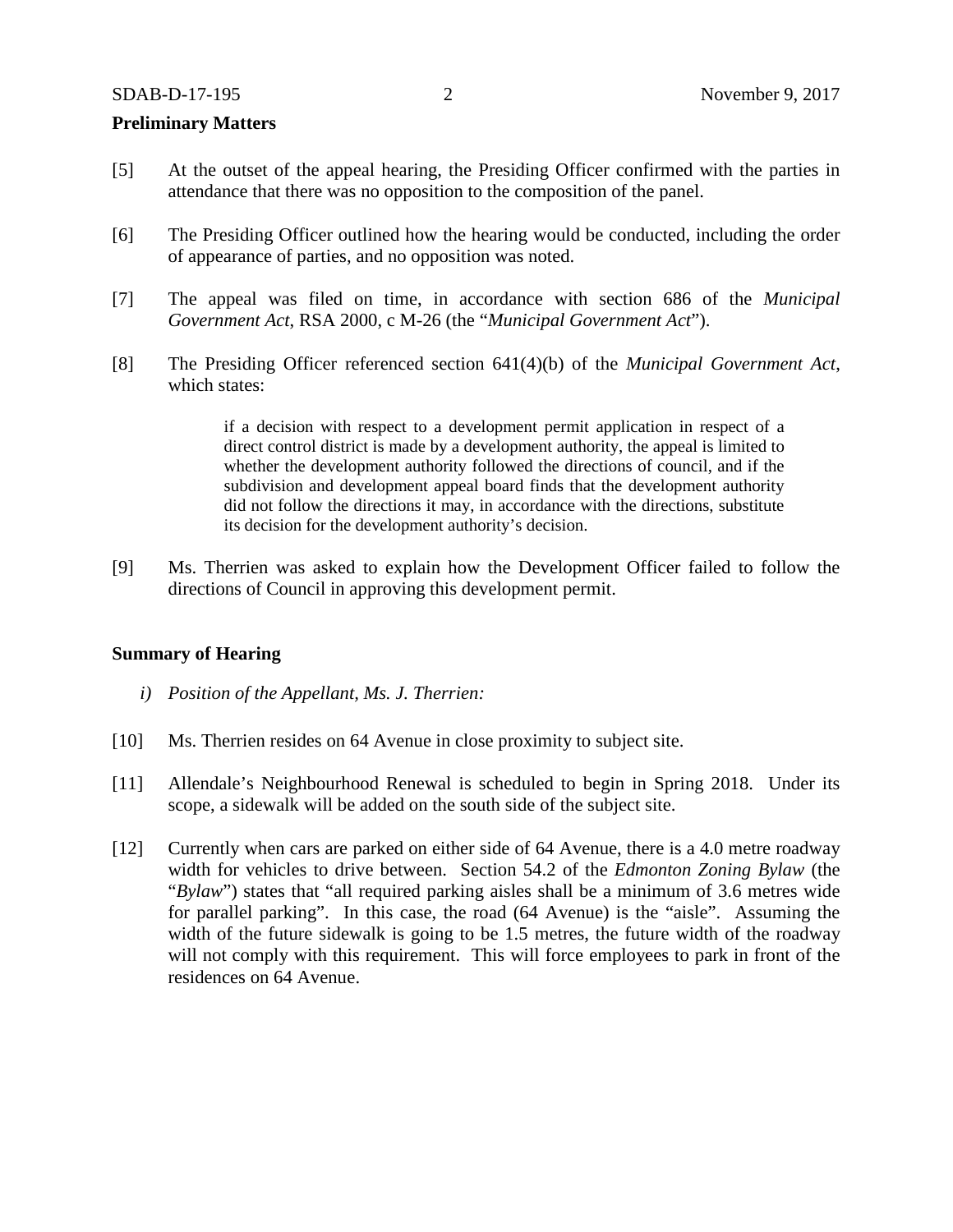**Preliminary Matters**

[5] At the outset of the appeal hearing, the Presiding Officer confirmed with the parties in attendance that there was no opposition to the composition of the panel.

[6] The Presiding Officer outlined how the hearing would be conducted, including the order of appearance of parties, and no opposition was noted.

[7] The appeal was filed on time, in accordance with section 686 of the *Municipal Government Act*, RSA 2000, c M-26 (the "*Municipal Government Act*").

[8] The Presiding Officer referenced section 641(4)(b) of the *Municipal Government Act*, which states:

> if a decision with respect to a development permit application in respect of a direct control district is made by a development authority, the appeal is limited to whether the development authority followed the directions of council, and if the subdivision and development appeal board finds that the development authority did not follow the directions it may, in accordance with the directions, substitute its decision for the development authority's decision.

[9] Ms. Therrien was asked to explain how the Development Officer failed to follow the directions of Council in approving this development permit.

**Summary of Hearing**

*i) Position of the Appellant, Ms. J. Therrien:*

[10] Ms. Therrien resides on 64 Avenue in close proximity to subject site.

[11] Allendale's Neighbourhood Renewal is scheduled to begin in Spring 2018. Under its scope, a sidewalk will be added on the south side of the subject site.

[12] Currently when cars are parked on either side of 64 Avenue, there is a 4.0 metre roadway width for vehicles to drive between. Section 54.2 of the *Edmonton Zoning Bylaw* (the "*Bylaw*") states that "all required parking aisles shall be a minimum of 3.6 metres wide for parallel parking". In this case, the road (64 Avenue) is the "aisle". Assuming the width of the future sidewalk is going to be 1.5 metres, the future width of the roadway will not comply with this requirement. This will force employees to park in front of the residences on 64 Avenue.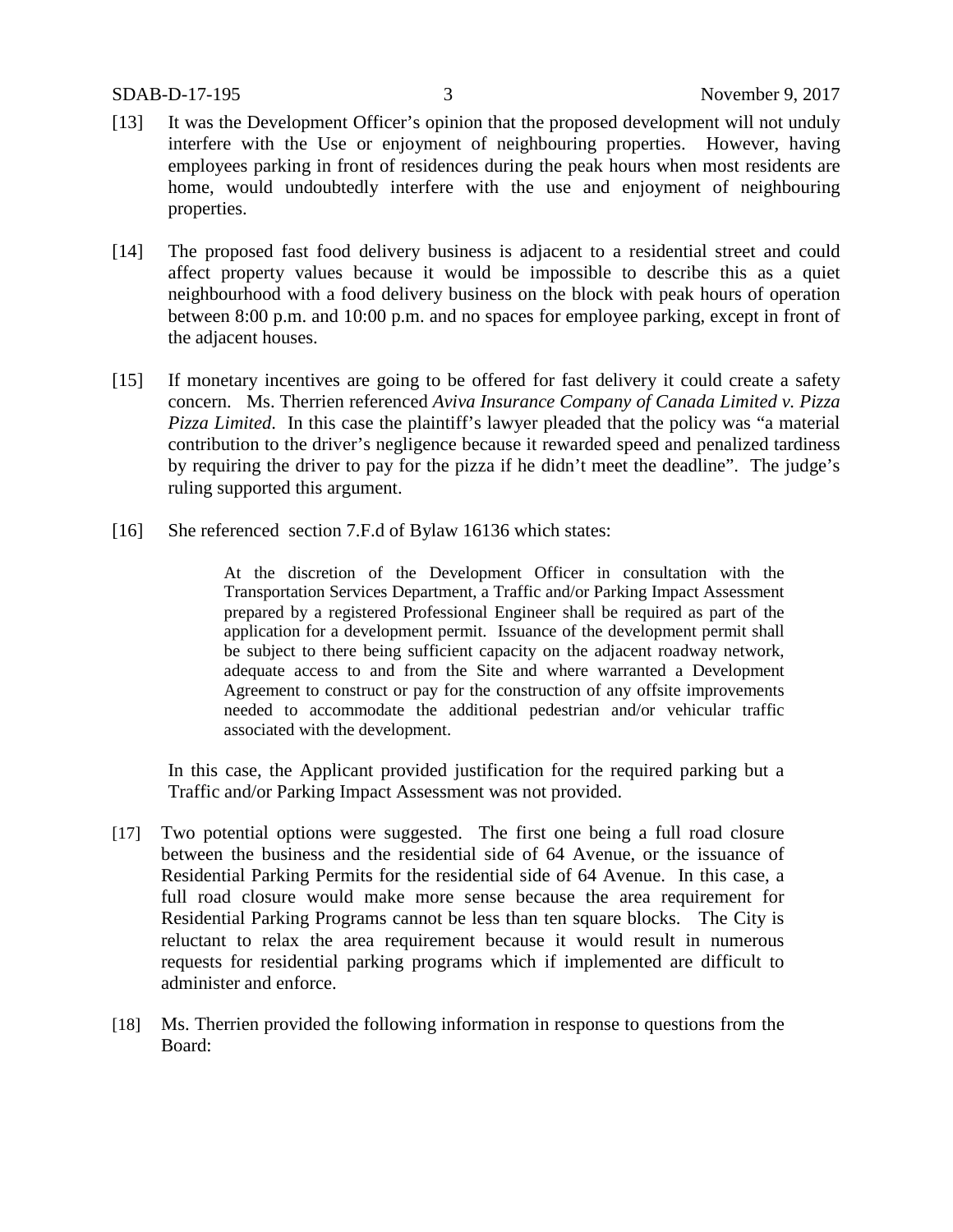[13] It was the Development Officer's opinion that the proposed development will not unduly interfere with the Use or enjoyment of neighbouring properties. However, having employees parking in front of residences during the peak hours when most residents are home, would undoubtedly interfere with the use and enjoyment of neighbouring properties.

[14] The proposed fast food delivery business is adjacent to a residential street and could affect property values because it would be impossible to describe this as a quiet neighbourhood with a food delivery business on the block with peak hours of operation between 8:00 p.m. and 10:00 p.m. and no spaces for employee parking, except in front of the adjacent houses.

[15] If monetary incentives are going to be offered for fast delivery it could create a safety concern. Ms. Therrien referenced *Aviva Insurance Company of Canada Limited v. Pizza Pizza Limited*. In this case the plaintiff's lawyer pleaded that the policy was "a material contribution to the driver's negligence because it rewarded speed and penalized tardiness by requiring the driver to pay for the pizza if he didn't meet the deadline". The judge's ruling supported this argument.

[16] She referenced section 7.F.d of Bylaw 16136 which states:

> At the discretion of the Development Officer in consultation with the Transportation Services Department, a Traffic and/or Parking Impact Assessment prepared by a registered Professional Engineer shall be required as part of the application for a development permit. Issuance of the development permit shall be subject to there being sufficient capacity on the adjacent roadway network, adequate access to and from the Site and where warranted a Development Agreement to construct or pay for the construction of any offsite improvements needed to accommodate the additional pedestrian and/or vehicular traffic associated with the development.

In this case, the Applicant provided justification for the required parking but a Traffic and/or Parking Impact Assessment was not provided.

[17] Two potential options were suggested. The first one being a full road closure between the business and the residential side of 64 Avenue, or the issuance of Residential Parking Permits for the residential side of 64 Avenue. In this case, a full road closure would make more sense because the area requirement for Residential Parking Programs cannot be less than ten square blocks. The City is reluctant to relax the area requirement because it would result in numerous requests for residential parking programs which if implemented are difficult to administer and enforce.

[18] Ms. Therrien provided the following information in response to questions from the Board: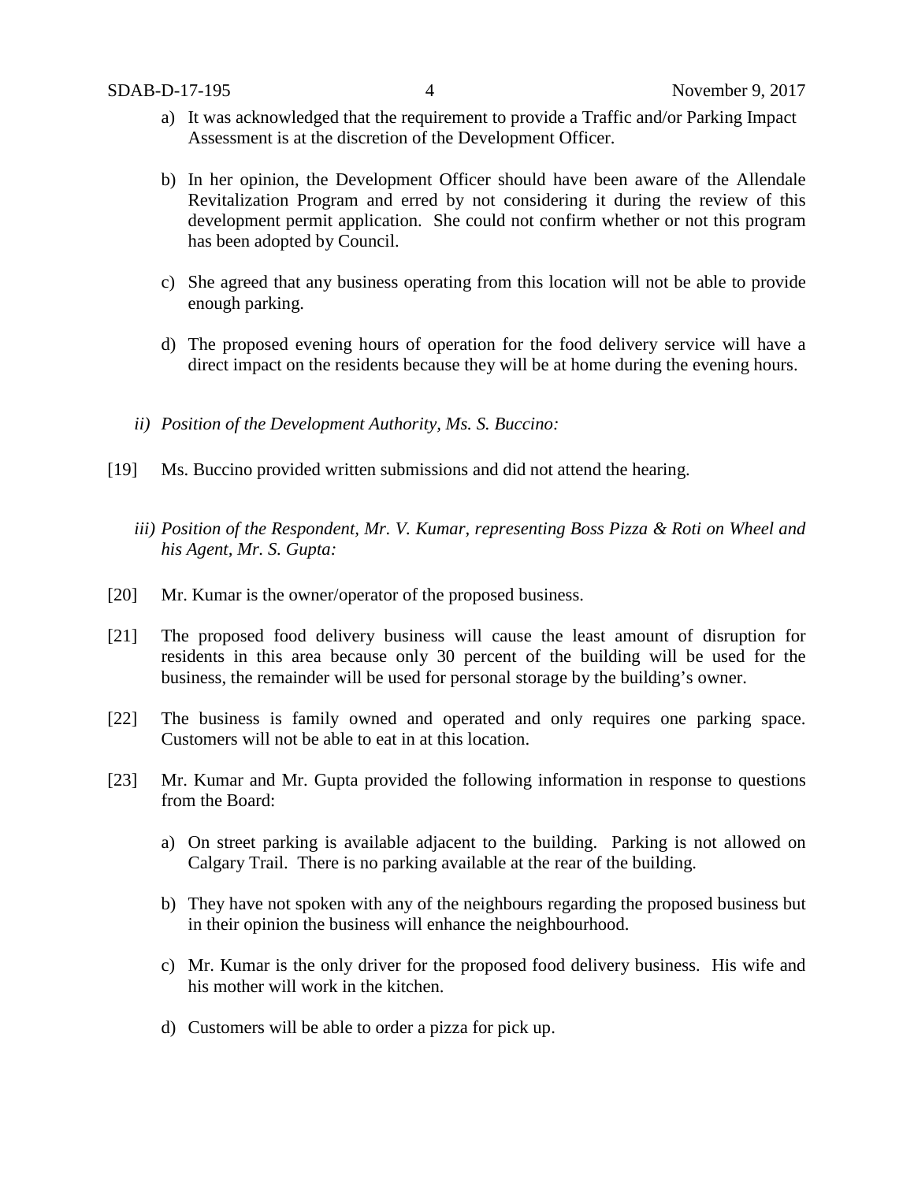a) It was acknowledged that the requirement to provide a Traffic and/or Parking Impact Assessment is at the discretion of the Development Officer.

b) In her opinion, the Development Officer should have been aware of the Allendale Revitalization Program and erred by not considering it during the review of this development permit application. She could not confirm whether or not this program has been adopted by Council.

c) She agreed that any business operating from this location will not be able to provide enough parking.

d) The proposed evening hours of operation for the food delivery service will have a direct impact on the residents because they will be at home during the evening hours.

*ii) Position of the Development Authority, Ms. S. Buccino:*

[19] Ms. Buccino provided written submissions and did not attend the hearing.

*iii) Position of the Respondent, Mr. V. Kumar, representing Boss Pizza & Roti on Wheel and his Agent, Mr. S. Gupta:*

[20] Mr. Kumar is the owner/operator of the proposed business.

[21] The proposed food delivery business will cause the least amount of disruption for residents in this area because only 30 percent of the building will be used for the business, the remainder will be used for personal storage by the building's owner.

[22] The business is family owned and operated and only requires one parking space. Customers will not be able to eat in at this location.

[23] Mr. Kumar and Mr. Gupta provided the following information in response to questions from the Board:

a) On street parking is available adjacent to the building. Parking is not allowed on Calgary Trail. There is no parking available at the rear of the building.

b) They have not spoken with any of the neighbours regarding the proposed business but in their opinion the business will enhance the neighbourhood.

c) Mr. Kumar is the only driver for the proposed food delivery business. His wife and his mother will work in the kitchen.

d) Customers will be able to order a pizza for pick up.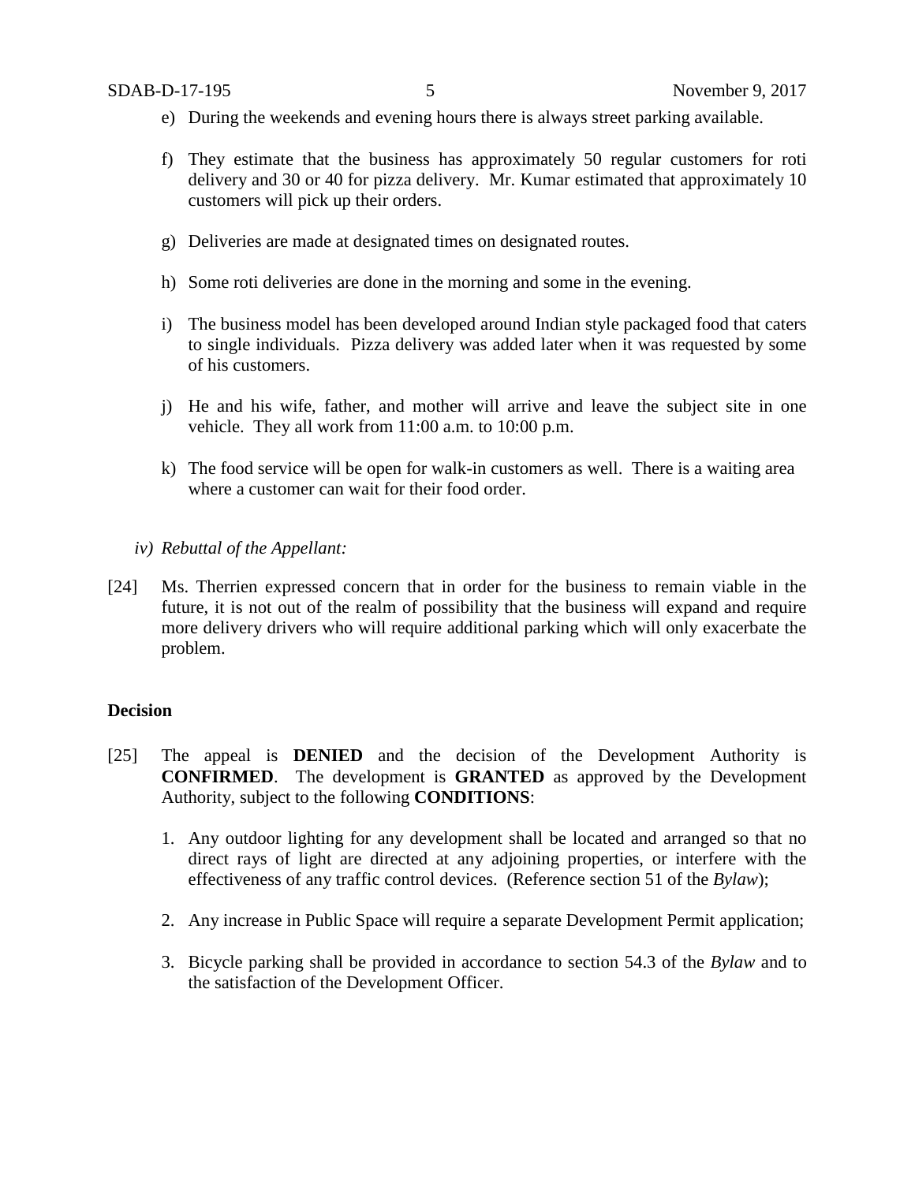e) During the weekends and evening hours there is always street parking available.

f) They estimate that the business has approximately 50 regular customers for roti delivery and 30 or 40 for pizza delivery. Mr. Kumar estimated that approximately 10 customers will pick up their orders.

g) Deliveries are made at designated times on designated routes.

h) Some roti deliveries are done in the morning and some in the evening.

i) The business model has been developed around Indian style packaged food that caters to single individuals. Pizza delivery was added later when it was requested by some of his customers.

j) He and his wife, father, and mother will arrive and leave the subject site in one vehicle. They all work from 11:00 a.m. to 10:00 p.m.

k) The food service will be open for walk-in customers as well. There is a waiting area where a customer can wait for their food order.

*iv) Rebuttal of the Appellant:*

[24] Ms. Therrien expressed concern that in order for the business to remain viable in the future, it is not out of the realm of possibility that the business will expand and require more delivery drivers who will require additional parking which will only exacerbate the problem.

**Decision**

[25] The appeal is **DENIED** and the decision of the Development Authority is **CONFIRMED**. The development is **GRANTED** as approved by the Development Authority, subject to the following **CONDITIONS**:

1. Any outdoor lighting for any development shall be located and arranged so that no direct rays of light are directed at any adjoining properties, or interfere with the effectiveness of any traffic control devices. (Reference section 51 of the *Bylaw*);

2. Any increase in Public Space will require a separate Development Permit application;

3. Bicycle parking shall be provided in accordance to section 54.3 of the *Bylaw* and to the satisfaction of the Development Officer.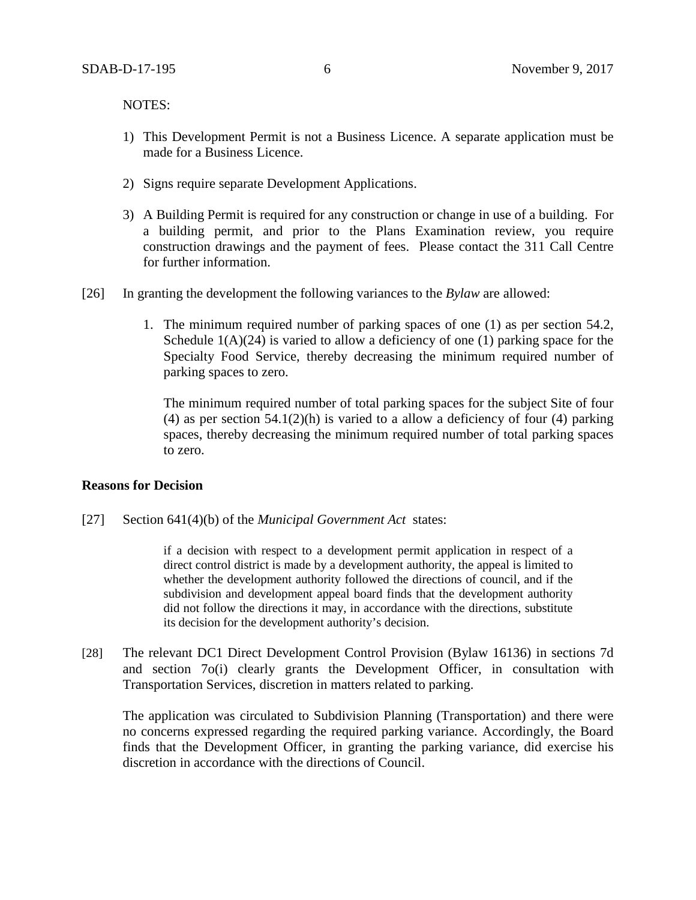NOTES:

1) This Development Permit is not a Business Licence. A separate application must be made for a Business Licence.

2) Signs require separate Development Applications.

3) A Building Permit is required for any construction or change in use of a building. For a building permit, and prior to the Plans Examination review, you require construction drawings and the payment of fees. Please contact the 311 Call Centre for further information.

[26] In granting the development the following variances to the *Bylaw* are allowed:

1. The minimum required number of parking spaces of one (1) as per section 54.2, Schedule 1(A)(24) is varied to allow a deficiency of one (1) parking space for the Specialty Food Service, thereby decreasing the minimum required number of parking spaces to zero.

   The minimum required number of total parking spaces for the subject Site of four (4) as per section 54.1(2)(h) is varied to a allow a deficiency of four (4) parking spaces, thereby decreasing the minimum required number of total parking spaces to zero.

**Reasons for Decision**

[27] Section 641(4)(b) of the *Municipal Government Act* states:

> if a decision with respect to a development permit application in respect of a direct control district is made by a development authority, the appeal is limited to whether the development authority followed the directions of council, and if the subdivision and development appeal board finds that the development authority did not follow the directions it may, in accordance with the directions, substitute its decision for the development authority's decision.

[28] The relevant DC1 Direct Development Control Provision (Bylaw 16136) in sections 7d and section 7o(i) clearly grants the Development Officer, in consultation with Transportation Services, discretion in matters related to parking.

The application was circulated to Subdivision Planning (Transportation) and there were no concerns expressed regarding the required parking variance. Accordingly, the Board finds that the Development Officer, in granting the parking variance, did exercise his discretion in accordance with the directions of Council.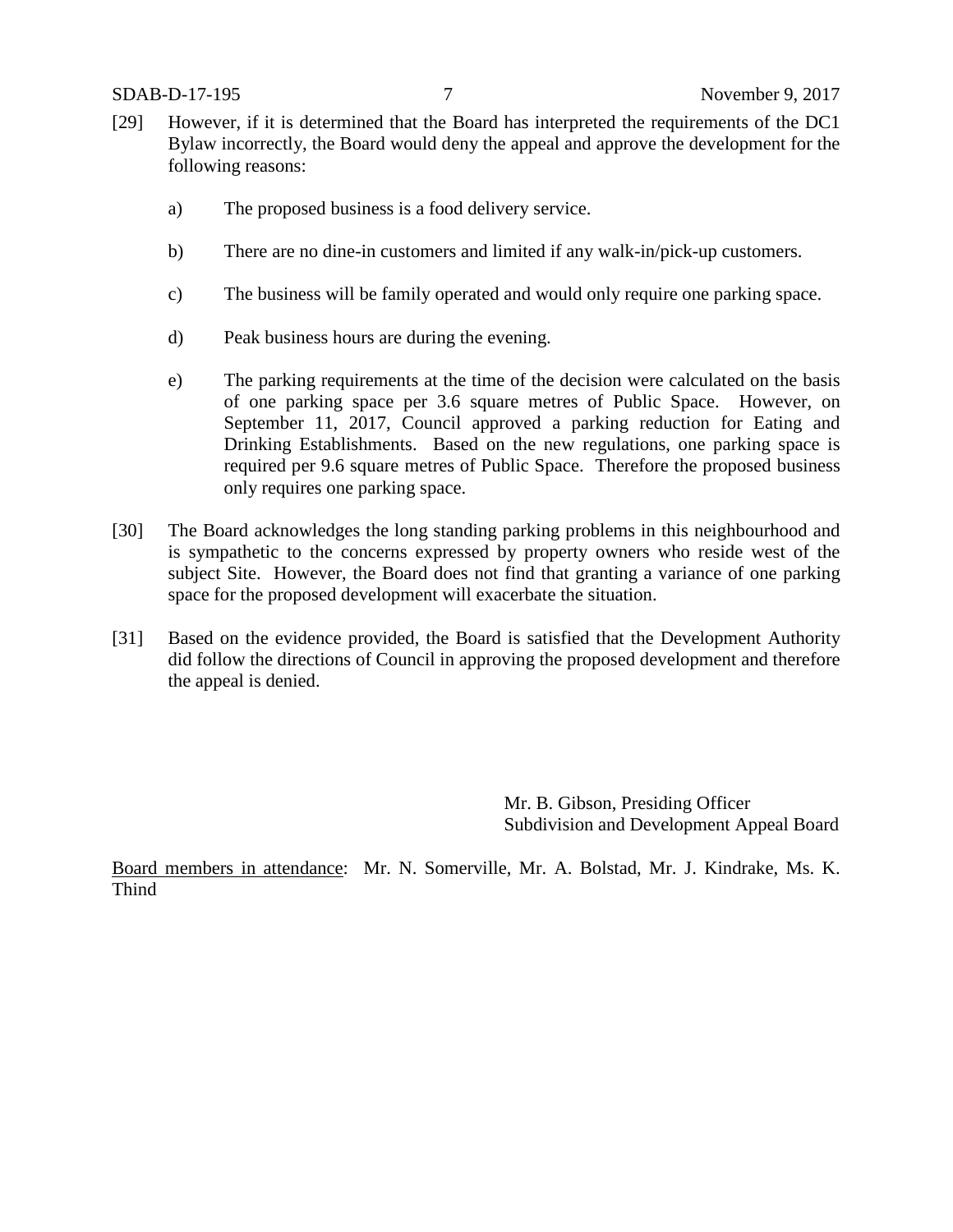[29] However, if it is determined that the Board has interpreted the requirements of the DC1 Bylaw incorrectly, the Board would deny the appeal and approve the development for the following reasons:

a) The proposed business is a food delivery service.

b) There are no dine-in customers and limited if any walk-in/pick-up customers.

c) The business will be family operated and would only require one parking space.

d) Peak business hours are during the evening.

e) The parking requirements at the time of the decision were calculated on the basis of one parking space per 3.6 square metres of Public Space. However, on September 11, 2017, Council approved a parking reduction for Eating and Drinking Establishments. Based on the new regulations, one parking space is required per 9.6 square metres of Public Space. Therefore the proposed business only requires one parking space.

[30] The Board acknowledges the long standing parking problems in this neighbourhood and is sympathetic to the concerns expressed by property owners who reside west of the subject Site. However, the Board does not find that granting a variance of one parking space for the proposed development will exacerbate the situation.

[31] Based on the evidence provided, the Board is satisfied that the Development Authority did follow the directions of Council in approving the proposed development and therefore the appeal is denied.

Mr. B. Gibson, Presiding Officer
Subdivision and Development Appeal Board

Board members in attendance: Mr. N. Somerville, Mr. A. Bolstad, Mr. J. Kindrake, Ms. K. Thind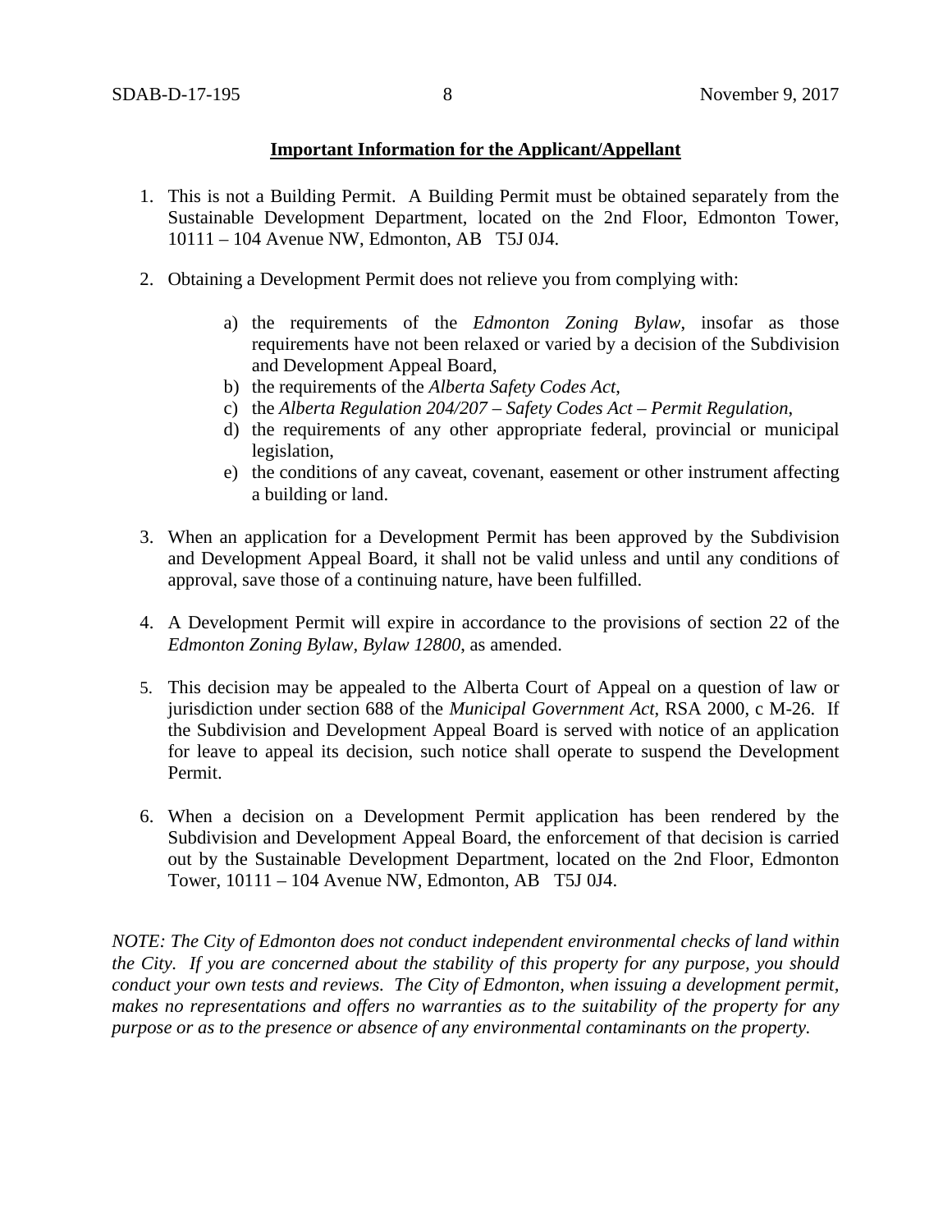**Important Information for the Applicant/Appellant**

1. This is not a Building Permit. A Building Permit must be obtained separately from the Sustainable Development Department, located on the 2nd Floor, Edmonton Tower, 10111 – 104 Avenue NW, Edmonton, AB T5J 0J4.

2. Obtaining a Development Permit does not relieve you from complying with:

    a) the requirements of the *Edmonton Zoning Bylaw*, insofar as those requirements have not been relaxed or varied by a decision of the Subdivision and Development Appeal Board,
    b) the requirements of the *Alberta Safety Codes Act*,
    c) the *Alberta Regulation 204/207 – Safety Codes Act – Permit Regulation*,
    d) the requirements of any other appropriate federal, provincial or municipal legislation,
    e) the conditions of any caveat, covenant, easement or other instrument affecting a building or land.

3. When an application for a Development Permit has been approved by the Subdivision and Development Appeal Board, it shall not be valid unless and until any conditions of approval, save those of a continuing nature, have been fulfilled.

4. A Development Permit will expire in accordance to the provisions of section 22 of the *Edmonton Zoning Bylaw, Bylaw 12800*, as amended.

5. This decision may be appealed to the Alberta Court of Appeal on a question of law or jurisdiction under section 688 of the *Municipal Government Act*, RSA 2000, c M-26. If the Subdivision and Development Appeal Board is served with notice of an application for leave to appeal its decision, such notice shall operate to suspend the Development Permit.

6. When a decision on a Development Permit application has been rendered by the Subdivision and Development Appeal Board, the enforcement of that decision is carried out by the Sustainable Development Department, located on the 2nd Floor, Edmonton Tower, 10111 – 104 Avenue NW, Edmonton, AB T5J 0J4.

*NOTE: The City of Edmonton does not conduct independent environmental checks of land within the City. If you are concerned about the stability of this property for any purpose, you should conduct your own tests and reviews. The City of Edmonton, when issuing a development permit, makes no representations and offers no warranties as to the suitability of the property for any purpose or as to the presence or absence of any environmental contaminants on the property.*